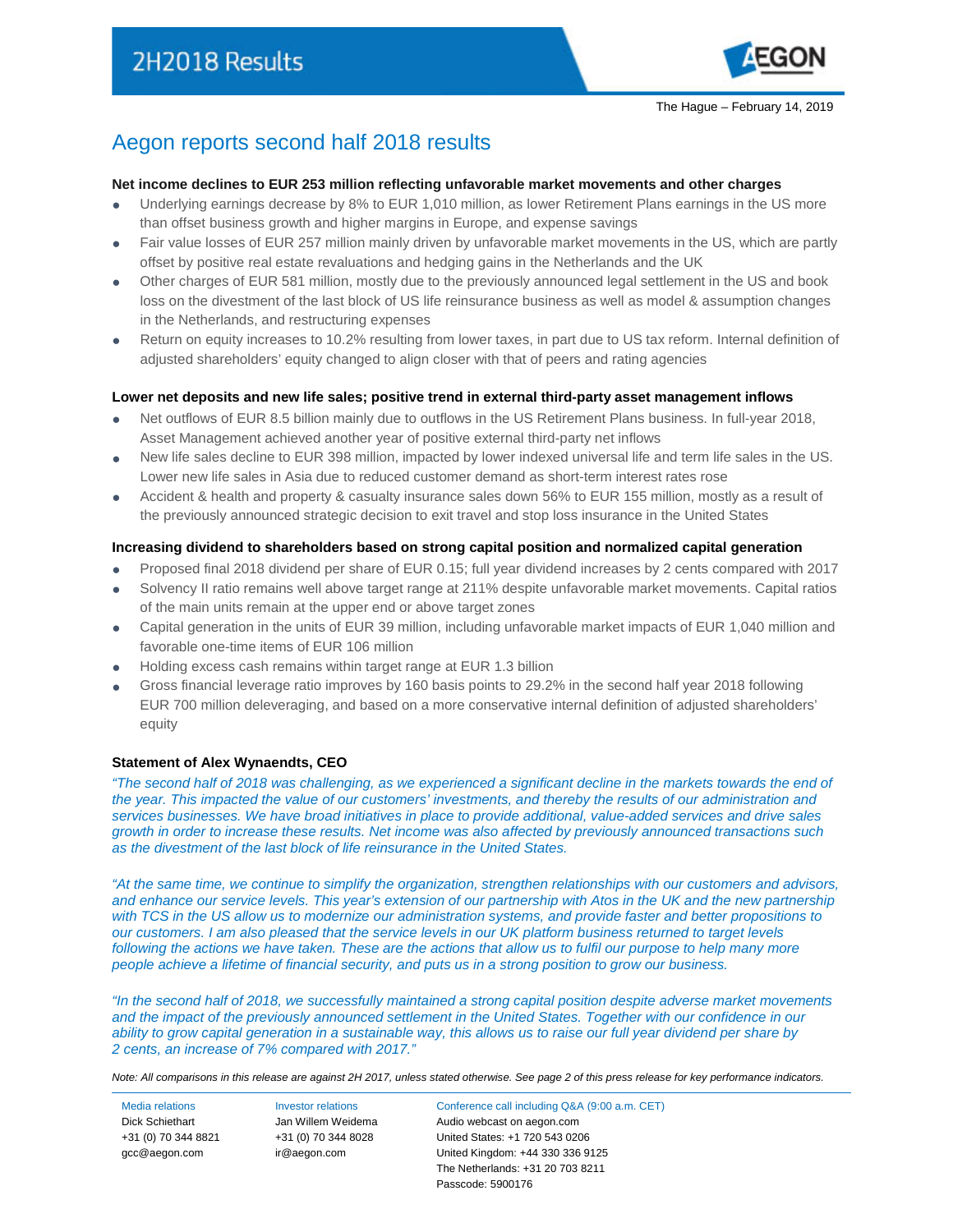2H2018 Results

The Hague – February 14, 2019

# Aegon reports second half 2018 results

**Net income declines to EUR 253 million reflecting unfavorable market movements and other charges**

- Underlying earnings decrease by 8% to EUR 1,010 million, as lower Retirement Plans earnings in the US more than offset business growth and higher margins in Europe, and expense savings
- Fair value losses of EUR 257 million mainly driven by unfavorable market movements in the US, which are partly offset by positive real estate revaluations and hedging gains in the Netherlands and the UK
- Other charges of EUR 581 million, mostly due to the previously announced legal settlement in the US and book loss on the divestment of the last block of US life reinsurance business as well as model & assumption changes in the Netherlands, and restructuring expenses
- Return on equity increases to 10.2% resulting from lower taxes, in part due to US tax reform. Internal definition of adjusted shareholders' equity changed to align closer with that of peers and rating agencies

**Lower net deposits and new life sales; positive trend in external third-party asset management inflows**

- Net outflows of EUR 8.5 billion mainly due to outflows in the US Retirement Plans business. In full-year 2018, Asset Management achieved another year of positive external third-party net inflows
- New life sales decline to EUR 398 million, impacted by lower indexed universal life and term life sales in the US. Lower new life sales in Asia due to reduced customer demand as short-term interest rates rose
- Accident & health and property & casualty insurance sales down 56% to EUR 155 million, mostly as a result of the previously announced strategic decision to exit travel and stop loss insurance in the United States

**Increasing dividend to shareholders based on strong capital position and normalized capital generation**

- Proposed final 2018 dividend per share of EUR 0.15; full year dividend increases by 2 cents compared with 2017
- Solvency II ratio remains well above target range at 211% despite unfavorable market movements. Capital ratios of the main units remain at the upper end or above target zones
- Capital generation in the units of EUR 39 million, including unfavorable market impacts of EUR 1,040 million and favorable one-time items of EUR 106 million
- Holding excess cash remains within target range at EUR 1.3 billion
- Gross financial leverage ratio improves by 160 basis points to 29.2% in the second half year 2018 following EUR 700 million deleveraging, and based on a more conservative internal definition of adjusted shareholders' equity

**Statement of Alex Wynaendts, CEO**

*"The second half of 2018 was challenging, as we experienced a significant decline in the markets towards the end of the year. This impacted the value of our customers' investments, and thereby the results of our administration and services businesses. We have broad initiatives in place to provide additional, value-added services and drive sales growth in order to increase these results. Net income was also affected by previously announced transactions such as the divestment of the last block of life reinsurance in the United States.*

*"At the same time, we continue to simplify the organization, strengthen relationships with our customers and advisors, and enhance our service levels. This year's extension of our partnership with Atos in the UK and the new partnership with TCS in the US allow us to modernize our administration systems, and provide faster and better propositions to our customers. I am also pleased that the service levels in our UK platform business returned to target levels following the actions we have taken. These are the actions that allow us to fulfil our purpose to help many more people achieve a lifetime of financial security, and puts us in a strong position to grow our business.*

*"In the second half of 2018, we successfully maintained a strong capital position despite adverse market movements and the impact of the previously announced settlement in the United States. Together with our confidence in our ability to grow capital generation in a sustainable way, this allows us to raise our full year dividend per share by 2 cents, an increase of 7% compared with 2017."*

*Note: All comparisons in this release are against 2H 2017, unless stated otherwise. See page 2 of this press release for key performance indicators.*

Media relations
Dick Schiethart
+31 (0) 70 344 8821
gcc@aegon.com

Investor relations
Jan Willem Weidema
+31 (0) 70 344 8028
ir@aegon.com

Conference call including Q&A (9:00 a.m. CET)
Audio webcast on aegon.com
United States: +1 720 543 0206
United Kingdom: +44 330 336 9125
The Netherlands: +31 20 703 8211
Passcode: 5900176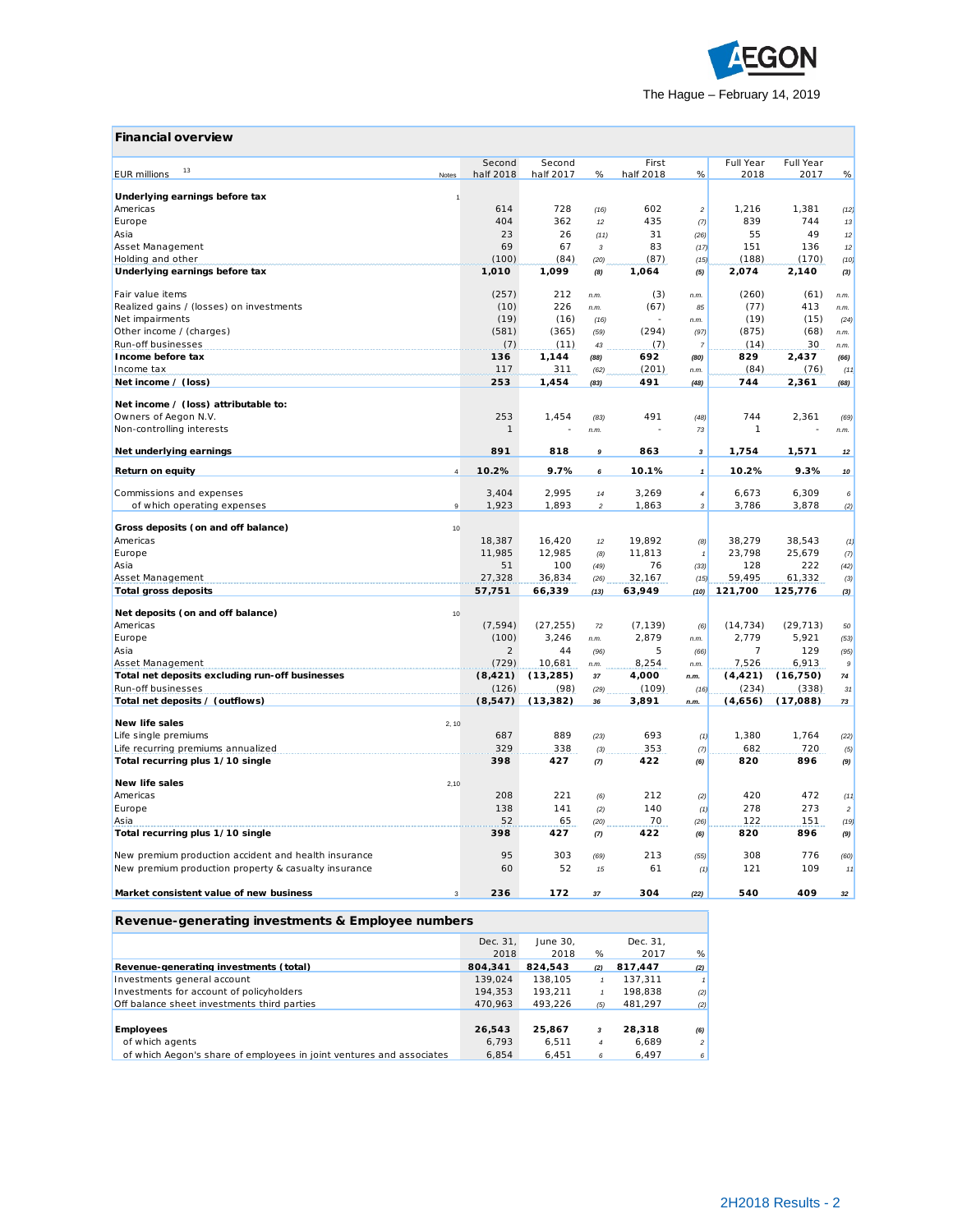The Hague – February 14, 2019

## Financial overview

| EUR millions [13] | Notes | Second half 2018 | Second half 2017 | % | First half 2018 | % | Full Year 2018 | Full Year 2017 | % |
|---|---|---|---|---|---|---|---|---|---|
| **Underlying earnings before tax** | 1 | | | | | | | | |
| Americas | | 614 | 728 | (16) | 602 | 2 | 1,216 | 1,381 | (12) |
| Europe | | 404 | 362 | 12 | 435 | (7) | 839 | 744 | 13 |
| Asia | | 23 | 26 | (11) | 31 | (26) | 55 | 49 | 12 |
| Asset Management | | 69 | 67 | 3 | 83 | (17) | 151 | 136 | 12 |
| Holding and other | | (100) | (84) | (20) | (87) | (15) | (188) | (170) | (10) |
| **Underlying earnings before tax** | | **1,010** | **1,099** | **(8)** | **1,064** | **(5)** | **2,074** | **2,140** | **(3)** |
| | | | | | | | | | |
| Fair value items | | (257) | 212 | n.m. | (3) | n.m. | (260) | (61) | n.m. |
| Realized gains / (losses) on investments | | (10) | 226 | n.m. | (67) | 85 | (77) | 413 | n.m. |
| Net impairments | | (19) | (16) | (16) | - | n.m. | (19) | (15) | (24) |
| Other income / (charges) | | (581) | (365) | (59) | (294) | (97) | (875) | (68) | n.m. |
| Run-off businesses | | (7) | (11) | 43 | (7) | 7 | (14) | 30 | n.m. |
| **Income before tax** | | **136** | **1,144** | **(88)** | **692** | **(80)** | **829** | **2,437** | **(66)** |
| Income tax | | 117 | 311 | (62) | (201) | n.m. | (84) | (76) | (11) |
| **Net income / (loss)** | | **253** | **1,454** | **(83)** | **491** | **(48)** | **744** | **2,361** | **(68)** |
| | | | | | | | | | |
| **Net income / (loss) attributable to:** | | | | | | | | | |
| Owners of Aegon N.V. | | 253 | 1,454 | (83) | 491 | (48) | 744 | 2,361 | (69) |
| Non-controlling interests | | 1 | - | n.m. | - | 73 | 1 | - | n.m. |
| | | | | | | | | | |
| **Net underlying earnings** | | **891** | **818** | **9** | **863** | **3** | **1,754** | **1,571** | **12** |
| | | | | | | | | | |
| **Return on equity** | 4 | **10.2%** | **9.7%** | **6** | **10.1%** | **1** | **10.2%** | **9.3%** | **10** |
| | | | | | | | | | |
| Commissions and expenses | | 3,404 | 2,995 | 14 | 3,269 | 4 | 6,673 | 6,309 | 6 |
| of which operating expenses | 9 | 1,923 | 1,893 | 2 | 1,863 | 3 | 3,786 | 3,878 | (2) |
| | | | | | | | | | |
| **Gross deposits (on and off balance)** | 10 | | | | | | | | |
| Americas | | 18,387 | 16,420 | 12 | 19,892 | (8) | 38,279 | 38,543 | (1) |
| Europe | | 11,985 | 12,985 | (8) | 11,813 | 1 | 23,798 | 25,679 | (7) |
| Asia | | 51 | 100 | (49) | 76 | (33) | 128 | 222 | (42) |
| Asset Management | | 27,328 | 36,834 | (26) | 32,167 | (15) | 59,495 | 61,332 | (3) |
| **Total gross deposits** | | **57,751** | **66,339** | **(13)** | **63,949** | **(10)** | **121,700** | **125,776** | **(3)** |
| | | | | | | | | | |
| **Net deposits (on and off balance)** | 10 | | | | | | | | |
| Americas | | (7,594) | (27,255) | 72 | (7,139) | (6) | (14,734) | (29,713) | 50 |
| Europe | | (100) | 3,246 | n.m. | 2,879 | n.m. | 2,779 | 5,921 | (53) |
| Asia | | 2 | 44 | (96) | 5 | (66) | 7 | 129 | (95) |
| Asset Management | | (729) | 10,681 | n.m. | 8,254 | n.m. | 7,526 | 6,913 | 9 |
| **Total net deposits excluding run-off businesses** | | **(8,421)** | **(13,285)** | **37** | **4,000** | **n.m.** | **(4,421)** | **(16,750)** | **74** |
| Run-off businesses | | (126) | (98) | (29) | (109) | (16) | (234) | (338) | 31 |
| **Total net deposits / (outflows)** | | **(8,547)** | **(13,382)** | **36** | **3,891** | **n.m.** | **(4,656)** | **(17,088)** | **73** |
| | | | | | | | | | |
| **New life sales** | 2, 10 | | | | | | | | |
| Life single premiums | | 687 | 889 | (23) | 693 | (1) | 1,380 | 1,764 | (22) |
| Life recurring premiums annualized | | 329 | 338 | (3) | 353 | (7) | 682 | 720 | (5) |
| **Total recurring plus 1/10 single** | | **398** | **427** | **(7)** | **422** | **(6)** | **820** | **896** | **(9)** |
| | | | | | | | | | |
| **New life sales** | 2,10 | | | | | | | | |
| Americas | | 208 | 221 | (6) | 212 | (2) | 420 | 472 | (11) |
| Europe | | 138 | 141 | (2) | 140 | (1) | 278 | 273 | 2 |
| Asia | | 52 | 65 | (20) | 70 | (26) | 122 | 151 | (19) |
| **Total recurring plus 1/10 single** | | **398** | **427** | **(7)** | **422** | **(6)** | **820** | **896** | **(9)** |
| | | | | | | | | | |
| New premium production accident and health insurance | | 95 | 303 | (69) | 213 | (55) | 308 | 776 | (60) |
| New premium production property & casualty insurance | | 60 | 52 | 15 | 61 | (1) | 121 | 109 | 11 |
| | | | | | | | | | |
| **Market consistent value of new business** | 3 | **236** | **172** | **37** | **304** | **(22)** | **540** | **409** | **32** |

## Revenue-generating investments & Employee numbers

| | Dec. 31, 2018 | June 30, 2018 | % | Dec. 31, 2017 | % |
|---|---|---|---|---|---|
| **Revenue-generating investments (total)** | **804,341** | **824,543** | **(2)** | **817,447** | **(2)** |
| Investments general account | 139,024 | 138,105 | 1 | 137,311 | 1 |
| Investments for account of policyholders | 194,353 | 193,211 | 1 | 198,838 | (2) |
| Off balance sheet investments third parties | 470,963 | 493,226 | (5) | 481,297 | (2) |
| | | | | | |
| **Employees** | **26,543** | **25,867** | **3** | **28,318** | **(6)** |
| of which agents | 6,793 | 6,511 | 4 | 6,689 | 2 |
| of which Aegon's share of employees in joint ventures and associates | 6,854 | 6,451 | 6 | 6,497 | 6 |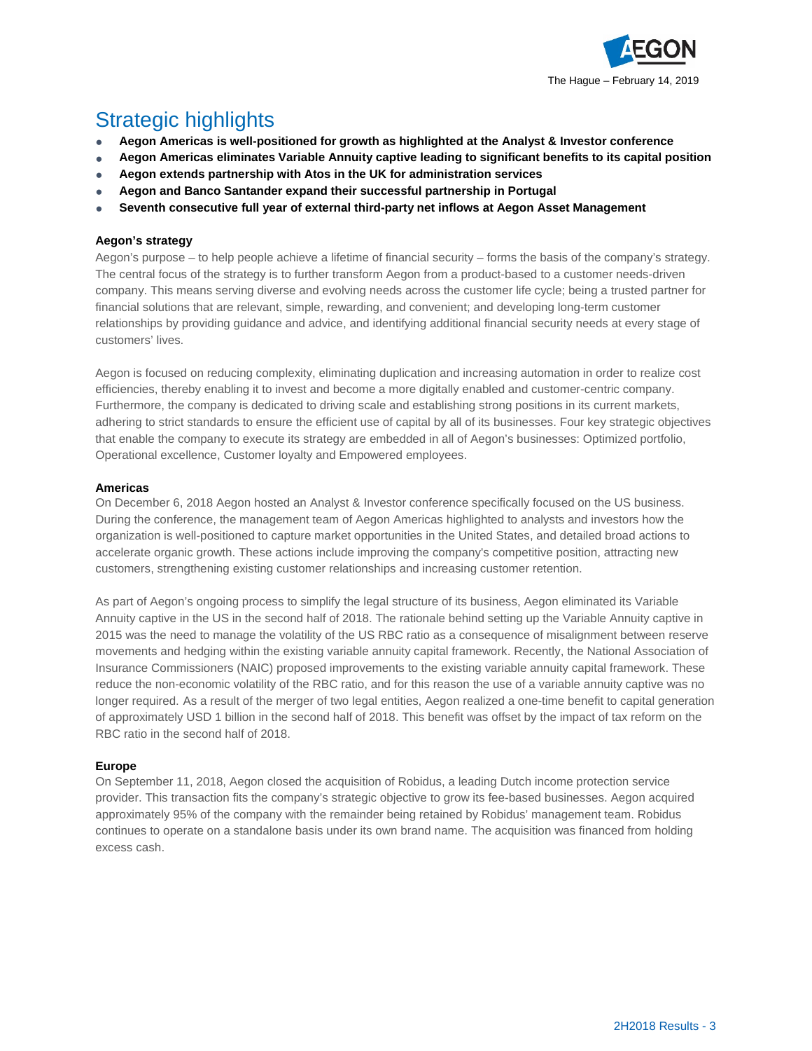## Strategic highlights

- **Aegon Americas is well-positioned for growth as highlighted at the Analyst & Investor conference**
- **Aegon Americas eliminates Variable Annuity captive leading to significant benefits to its capital position**
- **Aegon extends partnership with Atos in the UK for administration services**
- **Aegon and Banco Santander expand their successful partnership in Portugal**
- **Seventh consecutive full year of external third-party net inflows at Aegon Asset Management**

### Aegon's strategy

Aegon's purpose – to help people achieve a lifetime of financial security – forms the basis of the company's strategy. The central focus of the strategy is to further transform Aegon from a product-based to a customer needs-driven company. This means serving diverse and evolving needs across the customer life cycle; being a trusted partner for financial solutions that are relevant, simple, rewarding, and convenient; and developing long-term customer relationships by providing guidance and advice, and identifying additional financial security needs at every stage of customers' lives.

Aegon is focused on reducing complexity, eliminating duplication and increasing automation in order to realize cost efficiencies, thereby enabling it to invest and become a more digitally enabled and customer-centric company. Furthermore, the company is dedicated to driving scale and establishing strong positions in its current markets, adhering to strict standards to ensure the efficient use of capital by all of its businesses. Four key strategic objectives that enable the company to execute its strategy are embedded in all of Aegon's businesses: Optimized portfolio, Operational excellence, Customer loyalty and Empowered employees.

### Americas

On December 6, 2018 Aegon hosted an Analyst & Investor conference specifically focused on the US business. During the conference, the management team of Aegon Americas highlighted to analysts and investors how the organization is well-positioned to capture market opportunities in the United States, and detailed broad actions to accelerate organic growth. These actions include improving the company's competitive position, attracting new customers, strengthening existing customer relationships and increasing customer retention.

As part of Aegon's ongoing process to simplify the legal structure of its business, Aegon eliminated its Variable Annuity captive in the US in the second half of 2018. The rationale behind setting up the Variable Annuity captive in 2015 was the need to manage the volatility of the US RBC ratio as a consequence of misalignment between reserve movements and hedging within the existing variable annuity capital framework. Recently, the National Association of Insurance Commissioners (NAIC) proposed improvements to the existing variable annuity capital framework. These reduce the non-economic volatility of the RBC ratio, and for this reason the use of a variable annuity captive was no longer required. As a result of the merger of two legal entities, Aegon realized a one-time benefit to capital generation of approximately USD 1 billion in the second half of 2018. This benefit was offset by the impact of tax reform on the RBC ratio in the second half of 2018.

### Europe

On September 11, 2018, Aegon closed the acquisition of Robidus, a leading Dutch income protection service provider. This transaction fits the company's strategic objective to grow its fee-based businesses. Aegon acquired approximately 95% of the company with the remainder being retained by Robidus' management team. Robidus continues to operate on a standalone basis under its own brand name. The acquisition was financed from holding excess cash.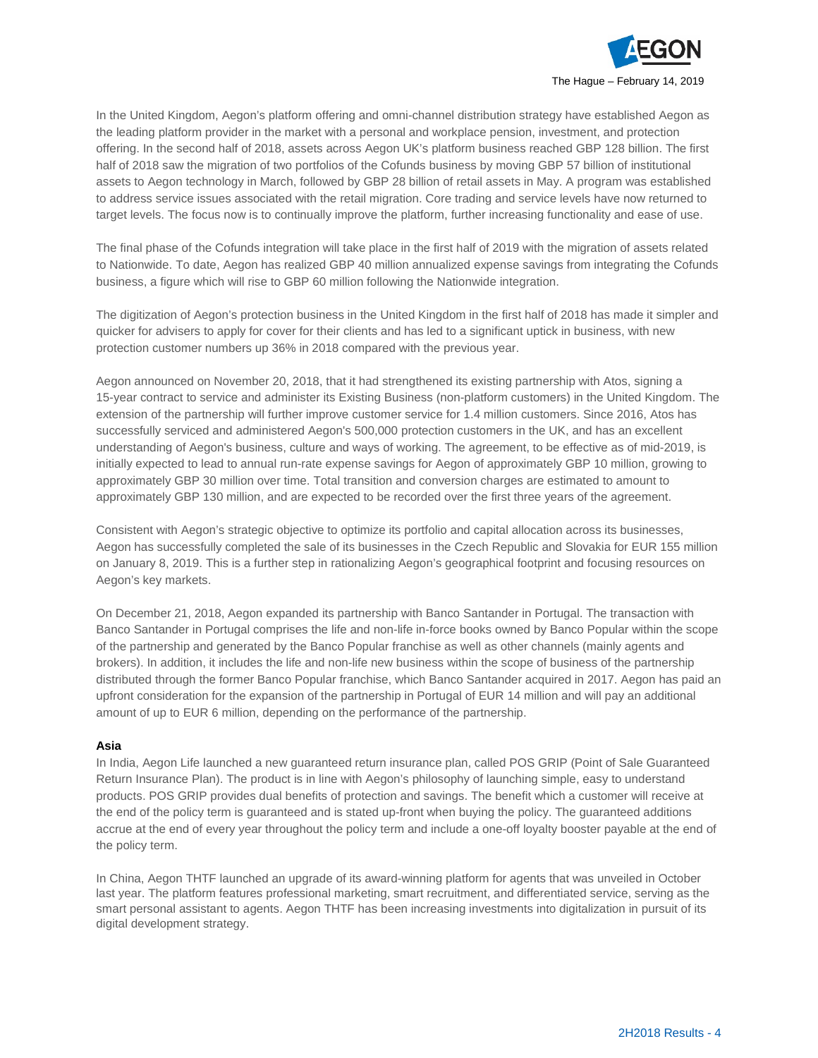In the United Kingdom, Aegon's platform offering and omni-channel distribution strategy have established Aegon as the leading platform provider in the market with a personal and workplace pension, investment, and protection offering. In the second half of 2018, assets across Aegon UK's platform business reached GBP 128 billion. The first half of 2018 saw the migration of two portfolios of the Cofunds business by moving GBP 57 billion of institutional assets to Aegon technology in March, followed by GBP 28 billion of retail assets in May. A program was established to address service issues associated with the retail migration. Core trading and service levels have now returned to target levels. The focus now is to continually improve the platform, further increasing functionality and ease of use.

The final phase of the Cofunds integration will take place in the first half of 2019 with the migration of assets related to Nationwide. To date, Aegon has realized GBP 40 million annualized expense savings from integrating the Cofunds business, a figure which will rise to GBP 60 million following the Nationwide integration.

The digitization of Aegon's protection business in the United Kingdom in the first half of 2018 has made it simpler and quicker for advisers to apply for cover for their clients and has led to a significant uptick in business, with new protection customer numbers up 36% in 2018 compared with the previous year.

Aegon announced on November 20, 2018, that it had strengthened its existing partnership with Atos, signing a 15-year contract to service and administer its Existing Business (non-platform customers) in the United Kingdom. The extension of the partnership will further improve customer service for 1.4 million customers. Since 2016, Atos has successfully serviced and administered Aegon's 500,000 protection customers in the UK, and has an excellent understanding of Aegon's business, culture and ways of working. The agreement, to be effective as of mid-2019, is initially expected to lead to annual run-rate expense savings for Aegon of approximately GBP 10 million, growing to approximately GBP 30 million over time. Total transition and conversion charges are estimated to amount to approximately GBP 130 million, and are expected to be recorded over the first three years of the agreement.

Consistent with Aegon's strategic objective to optimize its portfolio and capital allocation across its businesses, Aegon has successfully completed the sale of its businesses in the Czech Republic and Slovakia for EUR 155 million on January 8, 2019. This is a further step in rationalizing Aegon's geographical footprint and focusing resources on Aegon's key markets.

On December 21, 2018, Aegon expanded its partnership with Banco Santander in Portugal. The transaction with Banco Santander in Portugal comprises the life and non-life in-force books owned by Banco Popular within the scope of the partnership and generated by the Banco Popular franchise as well as other channels (mainly agents and brokers). In addition, it includes the life and non-life new business within the scope of business of the partnership distributed through the former Banco Popular franchise, which Banco Santander acquired in 2017. Aegon has paid an upfront consideration for the expansion of the partnership in Portugal of EUR 14 million and will pay an additional amount of up to EUR 6 million, depending on the performance of the partnership.

### Asia

In India, Aegon Life launched a new guaranteed return insurance plan, called POS GRIP (Point of Sale Guaranteed Return Insurance Plan). The product is in line with Aegon's philosophy of launching simple, easy to understand products. POS GRIP provides dual benefits of protection and savings. The benefit which a customer will receive at the end of the policy term is guaranteed and is stated up-front when buying the policy. The guaranteed additions accrue at the end of every year throughout the policy term and include a one-off loyalty booster payable at the end of the policy term.

In China, Aegon THTF launched an upgrade of its award-winning platform for agents that was unveiled in October last year. The platform features professional marketing, smart recruitment, and differentiated service, serving as the smart personal assistant to agents. Aegon THTF has been increasing investments into digitalization in pursuit of its digital development strategy.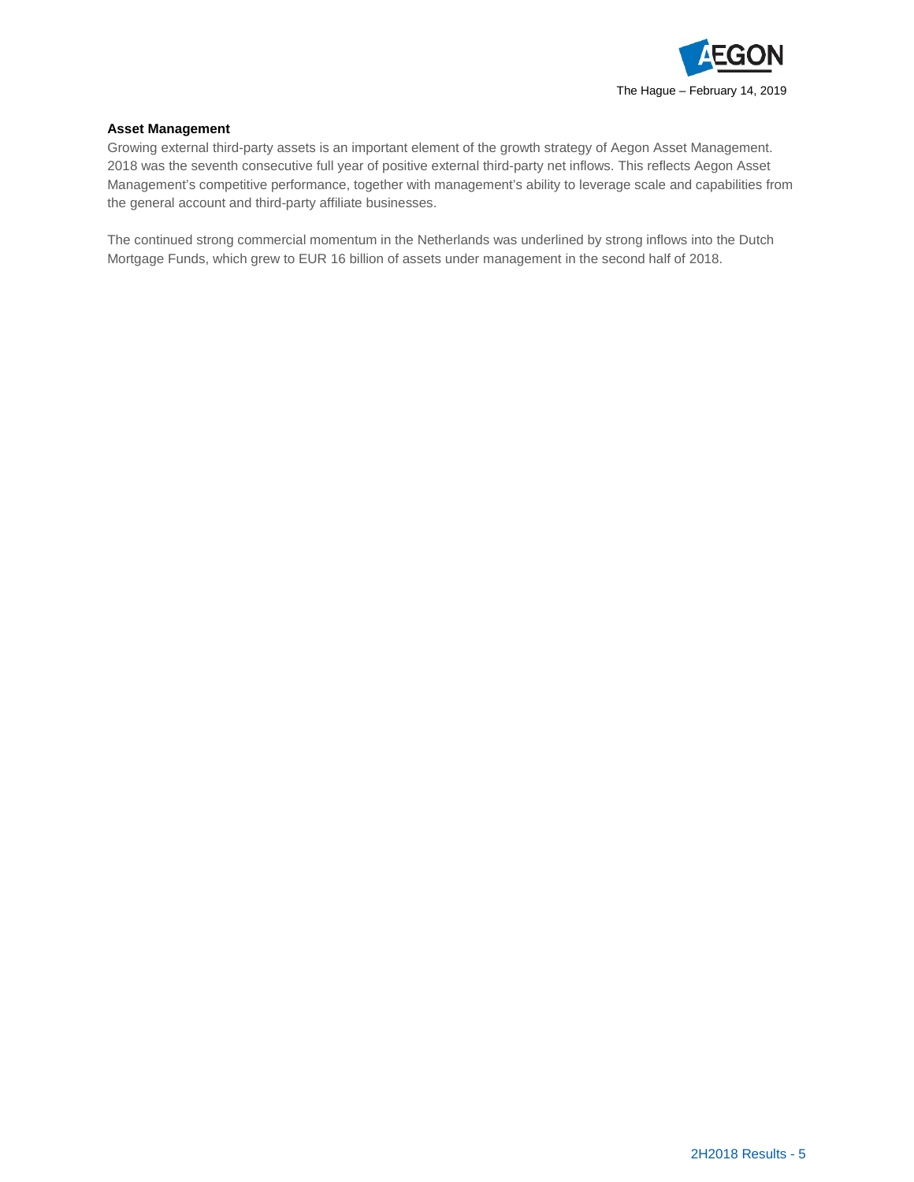**Asset Management**

Growing external third-party assets is an important element of the growth strategy of Aegon Asset Management. 2018 was the seventh consecutive full year of positive external third-party net inflows. This reflects Aegon Asset Management's competitive performance, together with management's ability to leverage scale and capabilities from the general account and third-party affiliate businesses.

The continued strong commercial momentum in the Netherlands was underlined by strong inflows into the Dutch Mortgage Funds, which grew to EUR 16 billion of assets under management in the second half of 2018.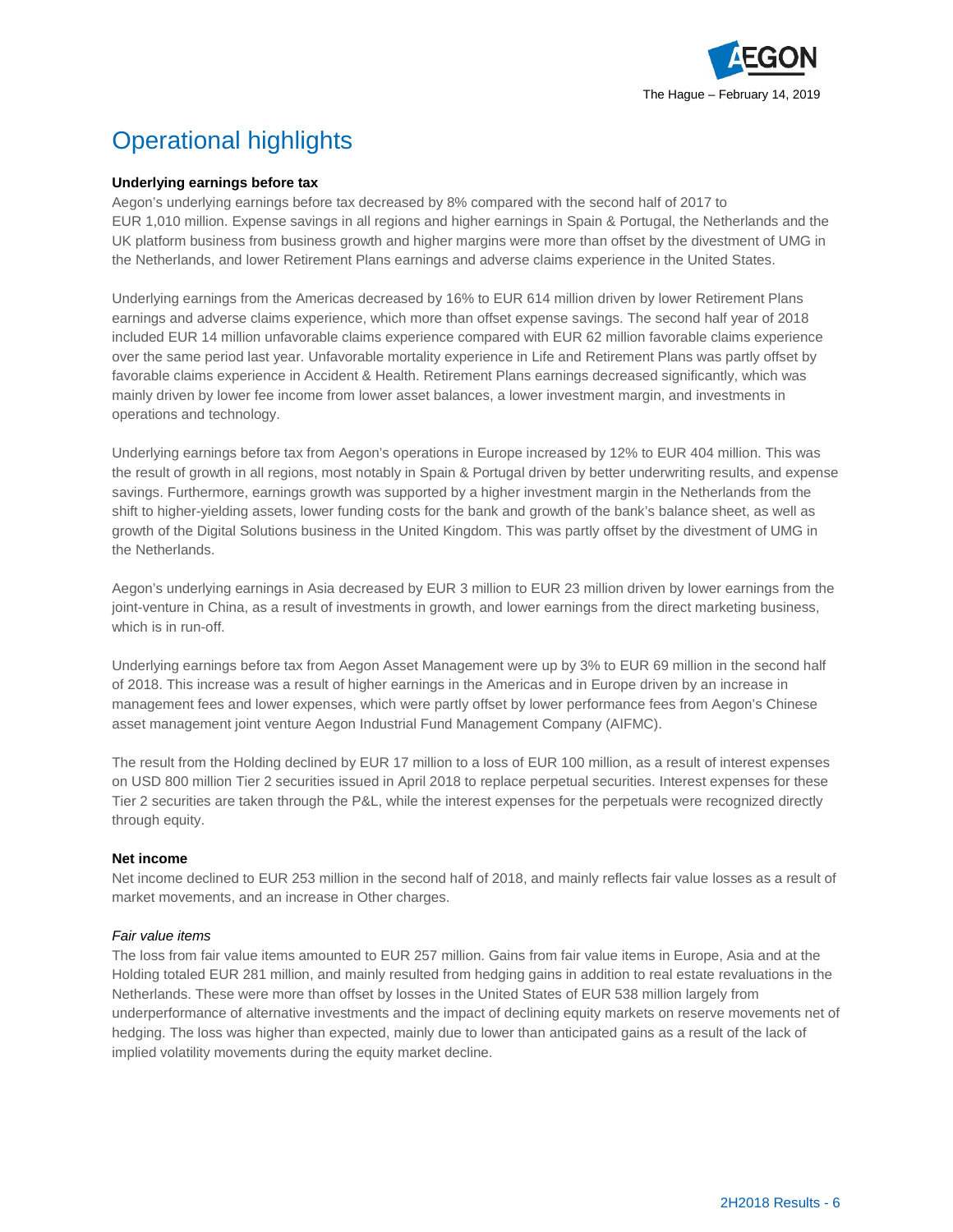# Operational highlights

**Underlying earnings before tax**

Aegon's underlying earnings before tax decreased by 8% compared with the second half of 2017 to EUR 1,010 million. Expense savings in all regions and higher earnings in Spain & Portugal, the Netherlands and the UK platform business from business growth and higher margins were more than offset by the divestment of UMG in the Netherlands, and lower Retirement Plans earnings and adverse claims experience in the United States.

Underlying earnings from the Americas decreased by 16% to EUR 614 million driven by lower Retirement Plans earnings and adverse claims experience, which more than offset expense savings. The second half year of 2018 included EUR 14 million unfavorable claims experience compared with EUR 62 million favorable claims experience over the same period last year. Unfavorable mortality experience in Life and Retirement Plans was partly offset by favorable claims experience in Accident & Health. Retirement Plans earnings decreased significantly, which was mainly driven by lower fee income from lower asset balances, a lower investment margin, and investments in operations and technology.

Underlying earnings before tax from Aegon's operations in Europe increased by 12% to EUR 404 million. This was the result of growth in all regions, most notably in Spain & Portugal driven by better underwriting results, and expense savings. Furthermore, earnings growth was supported by a higher investment margin in the Netherlands from the shift to higher-yielding assets, lower funding costs for the bank and growth of the bank's balance sheet, as well as growth of the Digital Solutions business in the United Kingdom. This was partly offset by the divestment of UMG in the Netherlands.

Aegon's underlying earnings in Asia decreased by EUR 3 million to EUR 23 million driven by lower earnings from the joint-venture in China, as a result of investments in growth, and lower earnings from the direct marketing business, which is in run-off.

Underlying earnings before tax from Aegon Asset Management were up by 3% to EUR 69 million in the second half of 2018. This increase was a result of higher earnings in the Americas and in Europe driven by an increase in management fees and lower expenses, which were partly offset by lower performance fees from Aegon's Chinese asset management joint venture Aegon Industrial Fund Management Company (AIFMC).

The result from the Holding declined by EUR 17 million to a loss of EUR 100 million, as a result of interest expenses on USD 800 million Tier 2 securities issued in April 2018 to replace perpetual securities. Interest expenses for these Tier 2 securities are taken through the P&L, while the interest expenses for the perpetuals were recognized directly through equity.

**Net income**

Net income declined to EUR 253 million in the second half of 2018, and mainly reflects fair value losses as a result of market movements, and an increase in Other charges.

*Fair value items*

The loss from fair value items amounted to EUR 257 million. Gains from fair value items in Europe, Asia and at the Holding totaled EUR 281 million, and mainly resulted from hedging gains in addition to real estate revaluations in the Netherlands. These were more than offset by losses in the United States of EUR 538 million largely from underperformance of alternative investments and the impact of declining equity markets on reserve movements net of hedging. The loss was higher than expected, mainly due to lower than anticipated gains as a result of the lack of implied volatility movements during the equity market decline.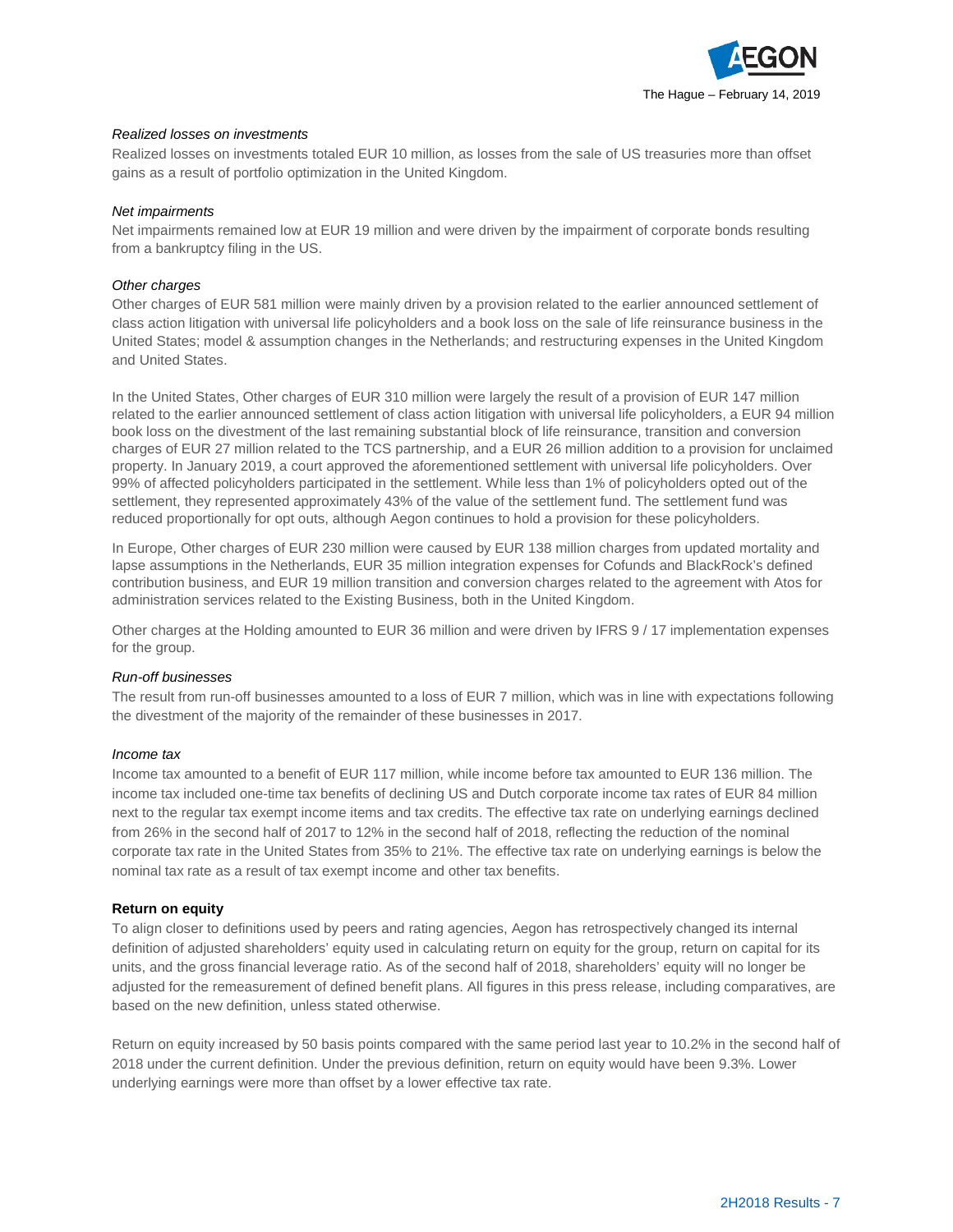*Realized losses on investments*

Realized losses on investments totaled EUR 10 million, as losses from the sale of US treasuries more than offset gains as a result of portfolio optimization in the United Kingdom.

*Net impairments*

Net impairments remained low at EUR 19 million and were driven by the impairment of corporate bonds resulting from a bankruptcy filing in the US.

*Other charges*

Other charges of EUR 581 million were mainly driven by a provision related to the earlier announced settlement of class action litigation with universal life policyholders and a book loss on the sale of life reinsurance business in the United States; model & assumption changes in the Netherlands; and restructuring expenses in the United Kingdom and United States.

In the United States, Other charges of EUR 310 million were largely the result of a provision of EUR 147 million related to the earlier announced settlement of class action litigation with universal life policyholders, a EUR 94 million book loss on the divestment of the last remaining substantial block of life reinsurance, transition and conversion charges of EUR 27 million related to the TCS partnership, and a EUR 26 million addition to a provision for unclaimed property. In January 2019, a court approved the aforementioned settlement with universal life policyholders. Over 99% of affected policyholders participated in the settlement. While less than 1% of policyholders opted out of the settlement, they represented approximately 43% of the value of the settlement fund. The settlement fund was reduced proportionally for opt outs, although Aegon continues to hold a provision for these policyholders.

In Europe, Other charges of EUR 230 million were caused by EUR 138 million charges from updated mortality and lapse assumptions in the Netherlands, EUR 35 million integration expenses for Cofunds and BlackRock's defined contribution business, and EUR 19 million transition and conversion charges related to the agreement with Atos for administration services related to the Existing Business, both in the United Kingdom.

Other charges at the Holding amounted to EUR 36 million and were driven by IFRS 9 / 17 implementation expenses for the group.

*Run-off businesses*

The result from run-off businesses amounted to a loss of EUR 7 million, which was in line with expectations following the divestment of the majority of the remainder of these businesses in 2017.

*Income tax*

Income tax amounted to a benefit of EUR 117 million, while income before tax amounted to EUR 136 million. The income tax included one-time tax benefits of declining US and Dutch corporate income tax rates of EUR 84 million next to the regular tax exempt income items and tax credits. The effective tax rate on underlying earnings declined from 26% in the second half of 2017 to 12% in the second half of 2018, reflecting the reduction of the nominal corporate tax rate in the United States from 35% to 21%. The effective tax rate on underlying earnings is below the nominal tax rate as a result of tax exempt income and other tax benefits.

**Return on equity**

To align closer to definitions used by peers and rating agencies, Aegon has retrospectively changed its internal definition of adjusted shareholders' equity used in calculating return on equity for the group, return on capital for its units, and the gross financial leverage ratio. As of the second half of 2018, shareholders' equity will no longer be adjusted for the remeasurement of defined benefit plans. All figures in this press release, including comparatives, are based on the new definition, unless stated otherwise.

Return on equity increased by 50 basis points compared with the same period last year to 10.2% in the second half of 2018 under the current definition. Under the previous definition, return on equity would have been 9.3%. Lower underlying earnings were more than offset by a lower effective tax rate.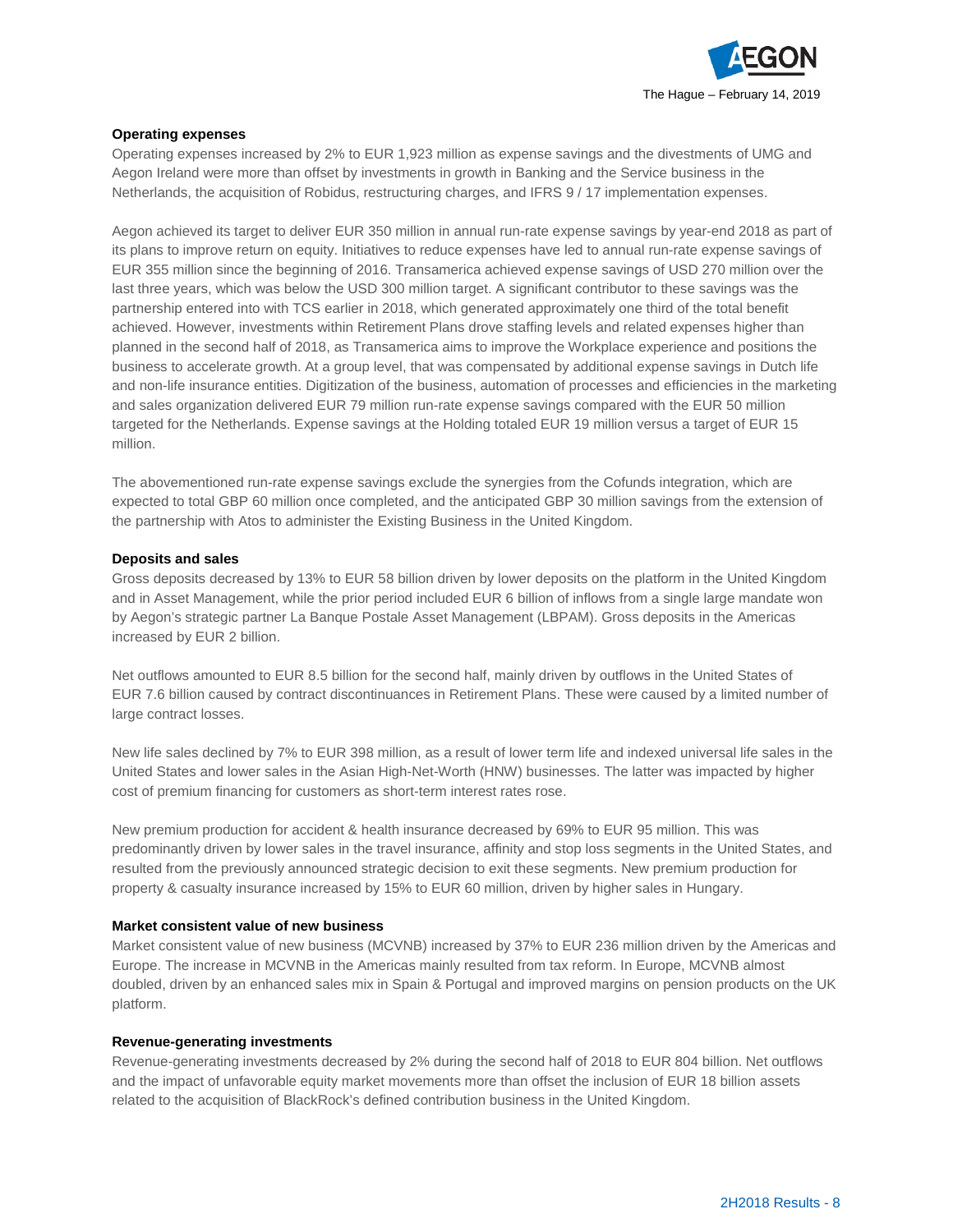**Operating expenses**

Operating expenses increased by 2% to EUR 1,923 million as expense savings and the divestments of UMG and Aegon Ireland were more than offset by investments in growth in Banking and the Service business in the Netherlands, the acquisition of Robidus, restructuring charges, and IFRS 9 / 17 implementation expenses.

Aegon achieved its target to deliver EUR 350 million in annual run-rate expense savings by year-end 2018 as part of its plans to improve return on equity. Initiatives to reduce expenses have led to annual run-rate expense savings of EUR 355 million since the beginning of 2016. Transamerica achieved expense savings of USD 270 million over the last three years, which was below the USD 300 million target. A significant contributor to these savings was the partnership entered into with TCS earlier in 2018, which generated approximately one third of the total benefit achieved. However, investments within Retirement Plans drove staffing levels and related expenses higher than planned in the second half of 2018, as Transamerica aims to improve the Workplace experience and positions the business to accelerate growth. At a group level, that was compensated by additional expense savings in Dutch life and non-life insurance entities. Digitization of the business, automation of processes and efficiencies in the marketing and sales organization delivered EUR 79 million run-rate expense savings compared with the EUR 50 million targeted for the Netherlands. Expense savings at the Holding totaled EUR 19 million versus a target of EUR 15 million.

The abovementioned run-rate expense savings exclude the synergies from the Cofunds integration, which are expected to total GBP 60 million once completed, and the anticipated GBP 30 million savings from the extension of the partnership with Atos to administer the Existing Business in the United Kingdom.

**Deposits and sales**

Gross deposits decreased by 13% to EUR 58 billion driven by lower deposits on the platform in the United Kingdom and in Asset Management, while the prior period included EUR 6 billion of inflows from a single large mandate won by Aegon's strategic partner La Banque Postale Asset Management (LBPAM). Gross deposits in the Americas increased by EUR 2 billion.

Net outflows amounted to EUR 8.5 billion for the second half, mainly driven by outflows in the United States of EUR 7.6 billion caused by contract discontinuances in Retirement Plans. These were caused by a limited number of large contract losses.

New life sales declined by 7% to EUR 398 million, as a result of lower term life and indexed universal life sales in the United States and lower sales in the Asian High-Net-Worth (HNW) businesses. The latter was impacted by higher cost of premium financing for customers as short-term interest rates rose.

New premium production for accident & health insurance decreased by 69% to EUR 95 million. This was predominantly driven by lower sales in the travel insurance, affinity and stop loss segments in the United States, and resulted from the previously announced strategic decision to exit these segments. New premium production for property & casualty insurance increased by 15% to EUR 60 million, driven by higher sales in Hungary.

**Market consistent value of new business**

Market consistent value of new business (MCVNB) increased by 37% to EUR 236 million driven by the Americas and Europe. The increase in MCVNB in the Americas mainly resulted from tax reform. In Europe, MCVNB almost doubled, driven by an enhanced sales mix in Spain & Portugal and improved margins on pension products on the UK platform.

**Revenue-generating investments**

Revenue-generating investments decreased by 2% during the second half of 2018 to EUR 804 billion. Net outflows and the impact of unfavorable equity market movements more than offset the inclusion of EUR 18 billion assets related to the acquisition of BlackRock's defined contribution business in the United Kingdom.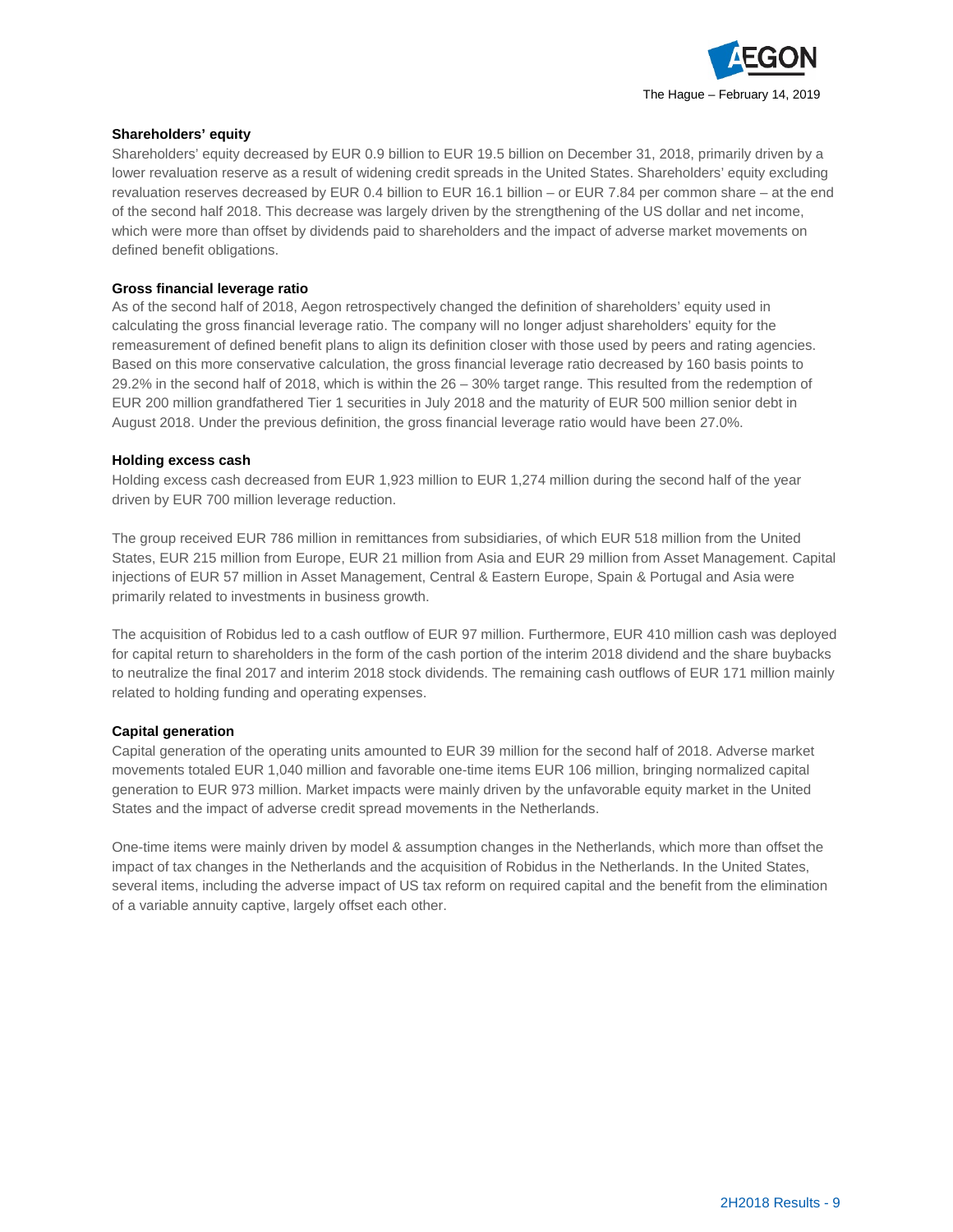### Shareholders' equity

Shareholders' equity decreased by EUR 0.9 billion to EUR 19.5 billion on December 31, 2018, primarily driven by a lower revaluation reserve as a result of widening credit spreads in the United States. Shareholders' equity excluding revaluation reserves decreased by EUR 0.4 billion to EUR 16.1 billion – or EUR 7.84 per common share – at the end of the second half 2018. This decrease was largely driven by the strengthening of the US dollar and net income, which were more than offset by dividends paid to shareholders and the impact of adverse market movements on defined benefit obligations.

### Gross financial leverage ratio

As of the second half of 2018, Aegon retrospectively changed the definition of shareholders' equity used in calculating the gross financial leverage ratio. The company will no longer adjust shareholders' equity for the remeasurement of defined benefit plans to align its definition closer with those used by peers and rating agencies. Based on this more conservative calculation, the gross financial leverage ratio decreased by 160 basis points to 29.2% in the second half of 2018, which is within the 26 – 30% target range. This resulted from the redemption of EUR 200 million grandfathered Tier 1 securities in July 2018 and the maturity of EUR 500 million senior debt in August 2018. Under the previous definition, the gross financial leverage ratio would have been 27.0%.

### Holding excess cash

Holding excess cash decreased from EUR 1,923 million to EUR 1,274 million during the second half of the year driven by EUR 700 million leverage reduction.

The group received EUR 786 million in remittances from subsidiaries, of which EUR 518 million from the United States, EUR 215 million from Europe, EUR 21 million from Asia and EUR 29 million from Asset Management. Capital injections of EUR 57 million in Asset Management, Central & Eastern Europe, Spain & Portugal and Asia were primarily related to investments in business growth.

The acquisition of Robidus led to a cash outflow of EUR 97 million. Furthermore, EUR 410 million cash was deployed for capital return to shareholders in the form of the cash portion of the interim 2018 dividend and the share buybacks to neutralize the final 2017 and interim 2018 stock dividends. The remaining cash outflows of EUR 171 million mainly related to holding funding and operating expenses.

### Capital generation

Capital generation of the operating units amounted to EUR 39 million for the second half of 2018. Adverse market movements totaled EUR 1,040 million and favorable one-time items EUR 106 million, bringing normalized capital generation to EUR 973 million. Market impacts were mainly driven by the unfavorable equity market in the United States and the impact of adverse credit spread movements in the Netherlands.

One-time items were mainly driven by model & assumption changes in the Netherlands, which more than offset the impact of tax changes in the Netherlands and the acquisition of Robidus in the Netherlands. In the United States, several items, including the adverse impact of US tax reform on required capital and the benefit from the elimination of a variable annuity captive, largely offset each other.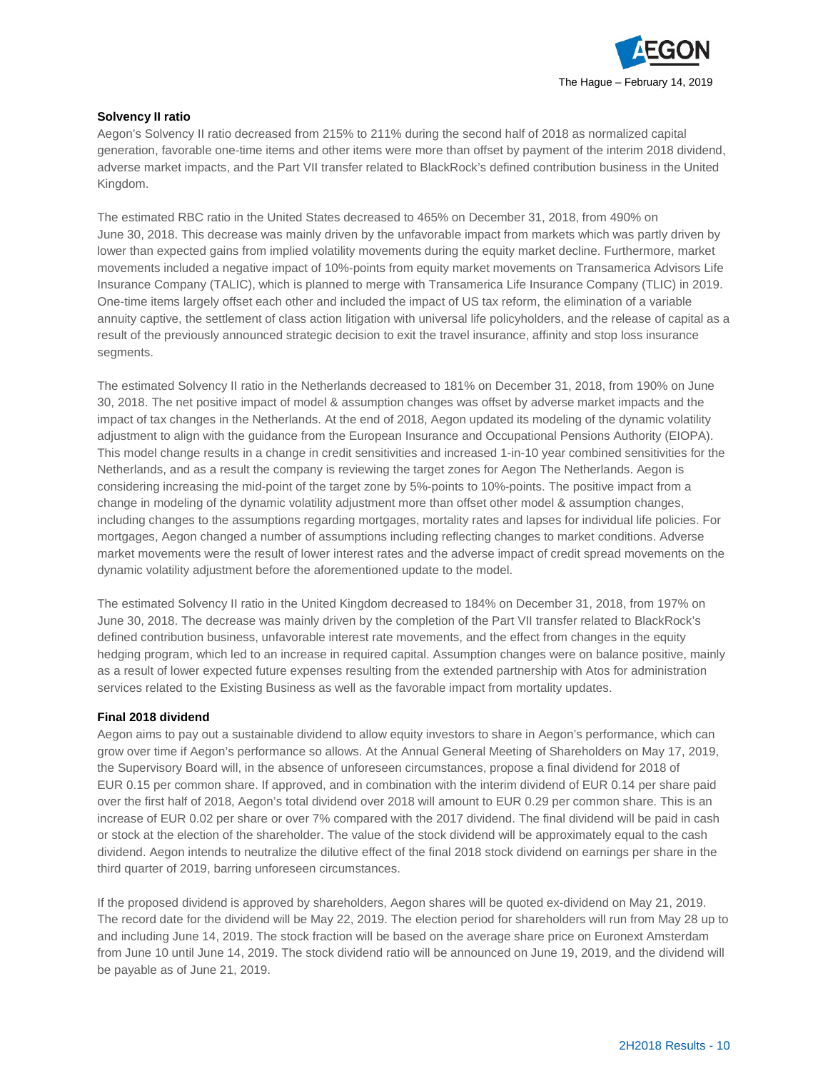**Solvency II ratio**

Aegon's Solvency II ratio decreased from 215% to 211% during the second half of 2018 as normalized capital generation, favorable one-time items and other items were more than offset by payment of the interim 2018 dividend, adverse market impacts, and the Part VII transfer related to BlackRock's defined contribution business in the United Kingdom.

The estimated RBC ratio in the United States decreased to 465% on December 31, 2018, from 490% on June 30, 2018. This decrease was mainly driven by the unfavorable impact from markets which was partly driven by lower than expected gains from implied volatility movements during the equity market decline. Furthermore, market movements included a negative impact of 10%-points from equity market movements on Transamerica Advisors Life Insurance Company (TALIC), which is planned to merge with Transamerica Life Insurance Company (TLIC) in 2019. One-time items largely offset each other and included the impact of US tax reform, the elimination of a variable annuity captive, the settlement of class action litigation with universal life policyholders, and the release of capital as a result of the previously announced strategic decision to exit the travel insurance, affinity and stop loss insurance segments.

The estimated Solvency II ratio in the Netherlands decreased to 181% on December 31, 2018, from 190% on June 30, 2018. The net positive impact of model & assumption changes was offset by adverse market impacts and the impact of tax changes in the Netherlands. At the end of 2018, Aegon updated its modeling of the dynamic volatility adjustment to align with the guidance from the European Insurance and Occupational Pensions Authority (EIOPA). This model change results in a change in credit sensitivities and increased 1-in-10 year combined sensitivities for the Netherlands, and as a result the company is reviewing the target zones for Aegon The Netherlands. Aegon is considering increasing the mid-point of the target zone by 5%-points to 10%-points. The positive impact from a change in modeling of the dynamic volatility adjustment more than offset other model & assumption changes, including changes to the assumptions regarding mortgages, mortality rates and lapses for individual life policies. For mortgages, Aegon changed a number of assumptions including reflecting changes to market conditions. Adverse market movements were the result of lower interest rates and the adverse impact of credit spread movements on the dynamic volatility adjustment before the aforementioned update to the model.

The estimated Solvency II ratio in the United Kingdom decreased to 184% on December 31, 2018, from 197% on June 30, 2018. The decrease was mainly driven by the completion of the Part VII transfer related to BlackRock's defined contribution business, unfavorable interest rate movements, and the effect from changes in the equity hedging program, which led to an increase in required capital. Assumption changes were on balance positive, mainly as a result of lower expected future expenses resulting from the extended partnership with Atos for administration services related to the Existing Business as well as the favorable impact from mortality updates.

**Final 2018 dividend**

Aegon aims to pay out a sustainable dividend to allow equity investors to share in Aegon's performance, which can grow over time if Aegon's performance so allows. At the Annual General Meeting of Shareholders on May 17, 2019, the Supervisory Board will, in the absence of unforeseen circumstances, propose a final dividend for 2018 of EUR 0.15 per common share. If approved, and in combination with the interim dividend of EUR 0.14 per share paid over the first half of 2018, Aegon's total dividend over 2018 will amount to EUR 0.29 per common share. This is an increase of EUR 0.02 per share or over 7% compared with the 2017 dividend. The final dividend will be paid in cash or stock at the election of the shareholder. The value of the stock dividend will be approximately equal to the cash dividend. Aegon intends to neutralize the dilutive effect of the final 2018 stock dividend on earnings per share in the third quarter of 2019, barring unforeseen circumstances.

If the proposed dividend is approved by shareholders, Aegon shares will be quoted ex-dividend on May 21, 2019. The record date for the dividend will be May 22, 2019. The election period for shareholders will run from May 28 up to and including June 14, 2019. The stock fraction will be based on the average share price on Euronext Amsterdam from June 10 until June 14, 2019. The stock dividend ratio will be announced on June 19, 2019, and the dividend will be payable as of June 21, 2019.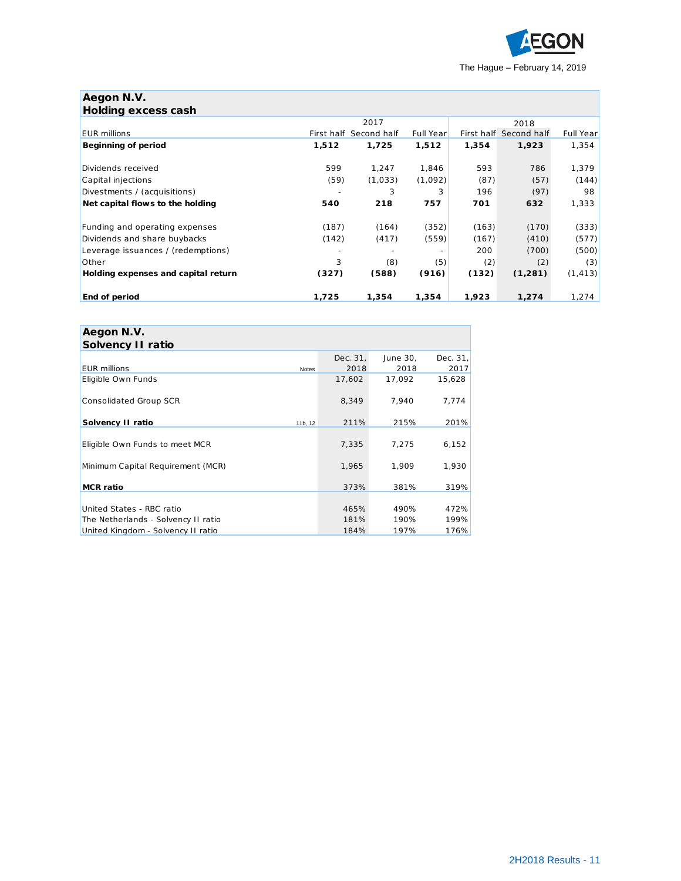## Aegon N.V.
## Holding excess cash

| EUR millions | 2017 First half | 2017 Second half | 2017 Full Year | 2018 First half | 2018 Second half | 2018 Full Year |
|---|---|---|---|---|---|---|
| **Beginning of period** | **1,512** | **1,725** | **1,512** | **1,354** | **1,923** | 1,354 |
| | | | | | | |
| Dividends received | 599 | 1,247 | 1,846 | 593 | 786 | 1,379 |
| Capital injections | (59) | (1,033) | (1,092) | (87) | (57) | (144) |
| Divestments / (acquisitions) | - | 3 | 3 | 196 | (97) | 98 |
| **Net capital flows to the holding** | **540** | **218** | **757** | **701** | **632** | 1,333 |
| | | | | | | |
| Funding and operating expenses | (187) | (164) | (352) | (163) | (170) | (333) |
| Dividends and share buybacks | (142) | (417) | (559) | (167) | (410) | (577) |
| Leverage issuances / (redemptions) | - | - | - | 200 | (700) | (500) |
| Other | 3 | (8) | (5) | (2) | (2) | (3) |
| **Holding expenses and capital return** | **(327)** | **(588)** | **(916)** | **(132)** | **(1,281)** | (1,413) |
| | | | | | | |
| **End of period** | **1,725** | **1,354** | **1,354** | **1,923** | **1,274** | 1,274 |

## Aegon N.V.
## Solvency II ratio

| EUR millions | Notes | Dec. 31, 2018 | June 30, 2018 | Dec. 31, 2017 |
|---|---|---|---|---|
| Eligible Own Funds | | 17,602 | 17,092 | 15,628 |
| | | | | |
| Consolidated Group SCR | | 8,349 | 7,940 | 7,774 |
| | | | | |
| **Solvency II ratio** | 11b, 12 | 211% | 215% | 201% |
| | | | | |
| Eligible Own Funds to meet MCR | | 7,335 | 7,275 | 6,152 |
| | | | | |
| Minimum Capital Requirement (MCR) | | 1,965 | 1,909 | 1,930 |
| | | | | |
| **MCR ratio** | | 373% | 381% | 319% |
| | | | | |
| United States - RBC ratio | | 465% | 490% | 472% |
| The Netherlands - Solvency II ratio | | 181% | 190% | 199% |
| United Kingdom - Solvency II ratio | | 184% | 197% | 176% |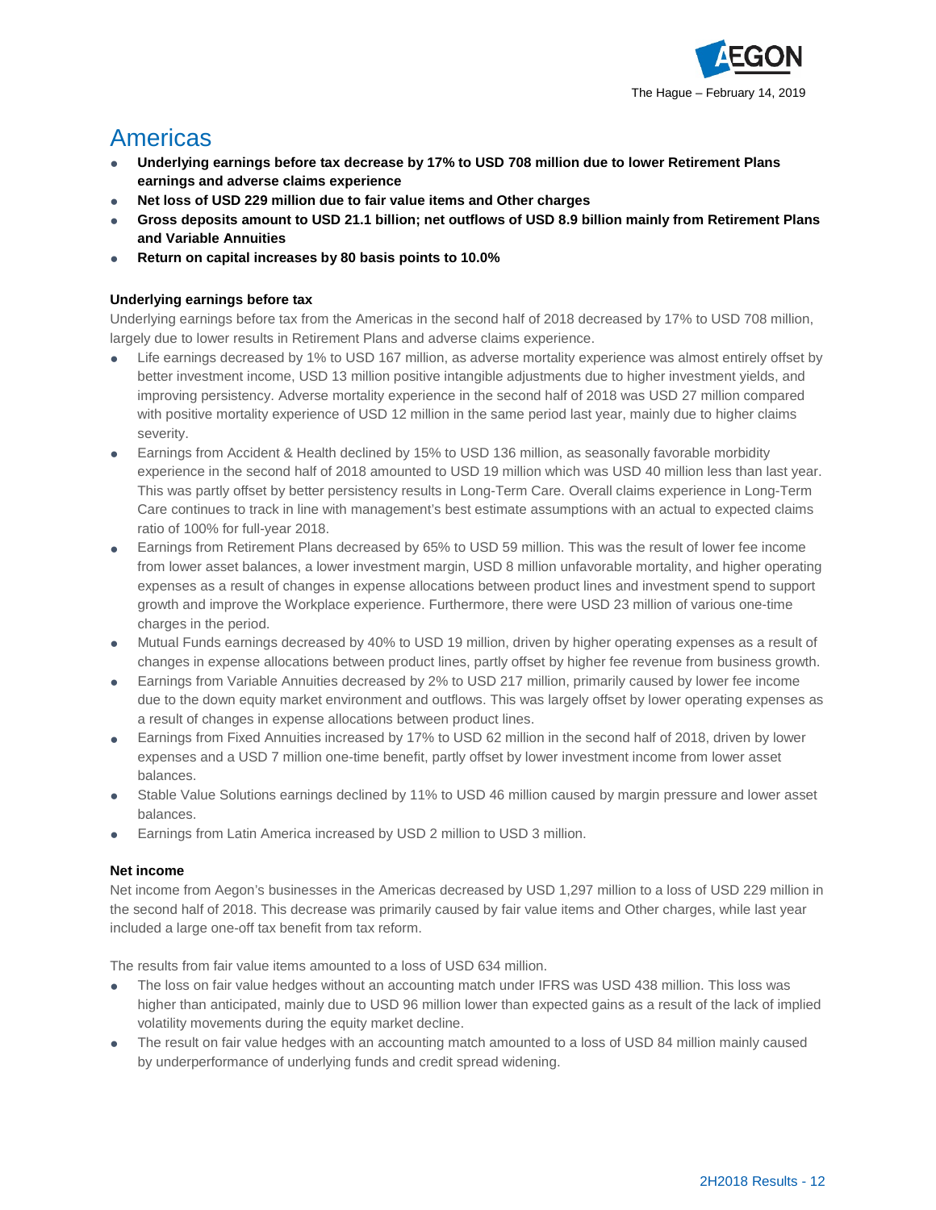# Americas

- **Underlying earnings before tax decrease by 17% to USD 708 million due to lower Retirement Plans earnings and adverse claims experience**
- **Net loss of USD 229 million due to fair value items and Other charges**
- **Gross deposits amount to USD 21.1 billion; net outflows of USD 8.9 billion mainly from Retirement Plans and Variable Annuities**
- **Return on capital increases by 80 basis points to 10.0%**

### Underlying earnings before tax

Underlying earnings before tax from the Americas in the second half of 2018 decreased by 17% to USD 708 million, largely due to lower results in Retirement Plans and adverse claims experience.

- Life earnings decreased by 1% to USD 167 million, as adverse mortality experience was almost entirely offset by better investment income, USD 13 million positive intangible adjustments due to higher investment yields, and improving persistency. Adverse mortality experience in the second half of 2018 was USD 27 million compared with positive mortality experience of USD 12 million in the same period last year, mainly due to higher claims severity.
- Earnings from Accident & Health declined by 15% to USD 136 million, as seasonally favorable morbidity experience in the second half of 2018 amounted to USD 19 million which was USD 40 million less than last year. This was partly offset by better persistency results in Long-Term Care. Overall claims experience in Long-Term Care continues to track in line with management's best estimate assumptions with an actual to expected claims ratio of 100% for full-year 2018.
- Earnings from Retirement Plans decreased by 65% to USD 59 million. This was the result of lower fee income from lower asset balances, a lower investment margin, USD 8 million unfavorable mortality, and higher operating expenses as a result of changes in expense allocations between product lines and investment spend to support growth and improve the Workplace experience. Furthermore, there were USD 23 million of various one-time charges in the period.
- Mutual Funds earnings decreased by 40% to USD 19 million, driven by higher operating expenses as a result of changes in expense allocations between product lines, partly offset by higher fee revenue from business growth.
- Earnings from Variable Annuities decreased by 2% to USD 217 million, primarily caused by lower fee income due to the down equity market environment and outflows. This was largely offset by lower operating expenses as a result of changes in expense allocations between product lines.
- Earnings from Fixed Annuities increased by 17% to USD 62 million in the second half of 2018, driven by lower expenses and a USD 7 million one-time benefit, partly offset by lower investment income from lower asset balances.
- Stable Value Solutions earnings declined by 11% to USD 46 million caused by margin pressure and lower asset balances.
- Earnings from Latin America increased by USD 2 million to USD 3 million.

### Net income

Net income from Aegon's businesses in the Americas decreased by USD 1,297 million to a loss of USD 229 million in the second half of 2018. This decrease was primarily caused by fair value items and Other charges, while last year included a large one-off tax benefit from tax reform.

The results from fair value items amounted to a loss of USD 634 million.

- The loss on fair value hedges without an accounting match under IFRS was USD 438 million. This loss was higher than anticipated, mainly due to USD 96 million lower than expected gains as a result of the lack of implied volatility movements during the equity market decline.
- The result on fair value hedges with an accounting match amounted to a loss of USD 84 million mainly caused by underperformance of underlying funds and credit spread widening.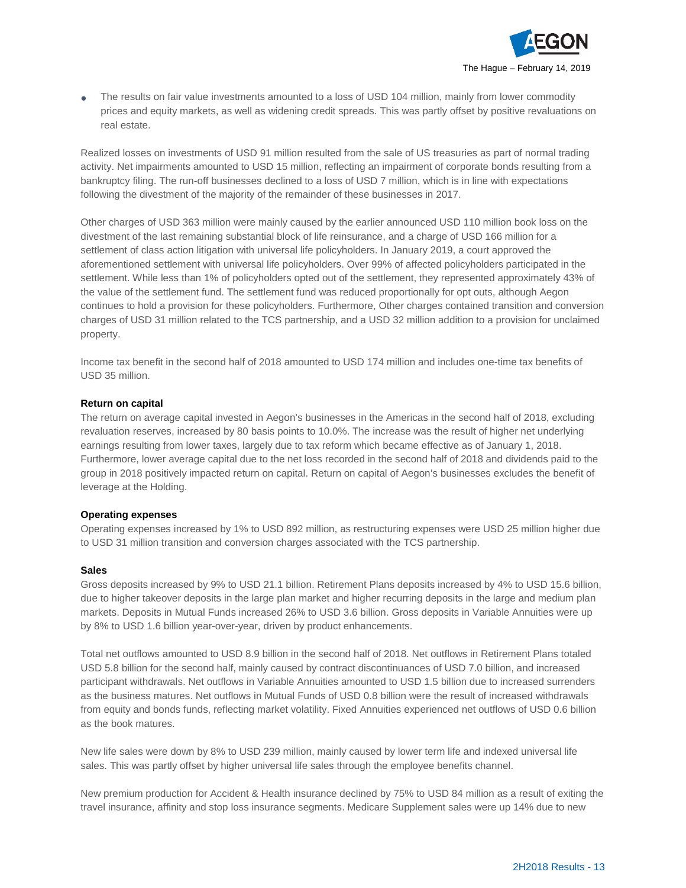- The results on fair value investments amounted to a loss of USD 104 million, mainly from lower commodity prices and equity markets, as well as widening credit spreads. This was partly offset by positive revaluations on real estate.

Realized losses on investments of USD 91 million resulted from the sale of US treasuries as part of normal trading activity. Net impairments amounted to USD 15 million, reflecting an impairment of corporate bonds resulting from a bankruptcy filing. The run-off businesses declined to a loss of USD 7 million, which is in line with expectations following the divestment of the majority of the remainder of these businesses in 2017.

Other charges of USD 363 million were mainly caused by the earlier announced USD 110 million book loss on the divestment of the last remaining substantial block of life reinsurance, and a charge of USD 166 million for a settlement of class action litigation with universal life policyholders. In January 2019, a court approved the aforementioned settlement with universal life policyholders. Over 99% of affected policyholders participated in the settlement. While less than 1% of policyholders opted out of the settlement, they represented approximately 43% of the value of the settlement fund. The settlement fund was reduced proportionally for opt outs, although Aegon continues to hold a provision for these policyholders. Furthermore, Other charges contained transition and conversion charges of USD 31 million related to the TCS partnership, and a USD 32 million addition to a provision for unclaimed property.

Income tax benefit in the second half of 2018 amounted to USD 174 million and includes one-time tax benefits of USD 35 million.

**Return on capital**

The return on average capital invested in Aegon's businesses in the Americas in the second half of 2018, excluding revaluation reserves, increased by 80 basis points to 10.0%. The increase was the result of higher net underlying earnings resulting from lower taxes, largely due to tax reform which became effective as of January 1, 2018. Furthermore, lower average capital due to the net loss recorded in the second half of 2018 and dividends paid to the group in 2018 positively impacted return on capital. Return on capital of Aegon's businesses excludes the benefit of leverage at the Holding.

**Operating expenses**

Operating expenses increased by 1% to USD 892 million, as restructuring expenses were USD 25 million higher due to USD 31 million transition and conversion charges associated with the TCS partnership.

**Sales**

Gross deposits increased by 9% to USD 21.1 billion. Retirement Plans deposits increased by 4% to USD 15.6 billion, due to higher takeover deposits in the large plan market and higher recurring deposits in the large and medium plan markets. Deposits in Mutual Funds increased 26% to USD 3.6 billion. Gross deposits in Variable Annuities were up by 8% to USD 1.6 billion year-over-year, driven by product enhancements.

Total net outflows amounted to USD 8.9 billion in the second half of 2018. Net outflows in Retirement Plans totaled USD 5.8 billion for the second half, mainly caused by contract discontinuances of USD 7.0 billion, and increased participant withdrawals. Net outflows in Variable Annuities amounted to USD 1.5 billion due to increased surrenders as the business matures. Net outflows in Mutual Funds of USD 0.8 billion were the result of increased withdrawals from equity and bonds funds, reflecting market volatility. Fixed Annuities experienced net outflows of USD 0.6 billion as the book matures.

New life sales were down by 8% to USD 239 million, mainly caused by lower term life and indexed universal life sales. This was partly offset by higher universal life sales through the employee benefits channel.

New premium production for Accident & Health insurance declined by 75% to USD 84 million as a result of exiting the travel insurance, affinity and stop loss insurance segments. Medicare Supplement sales were up 14% due to new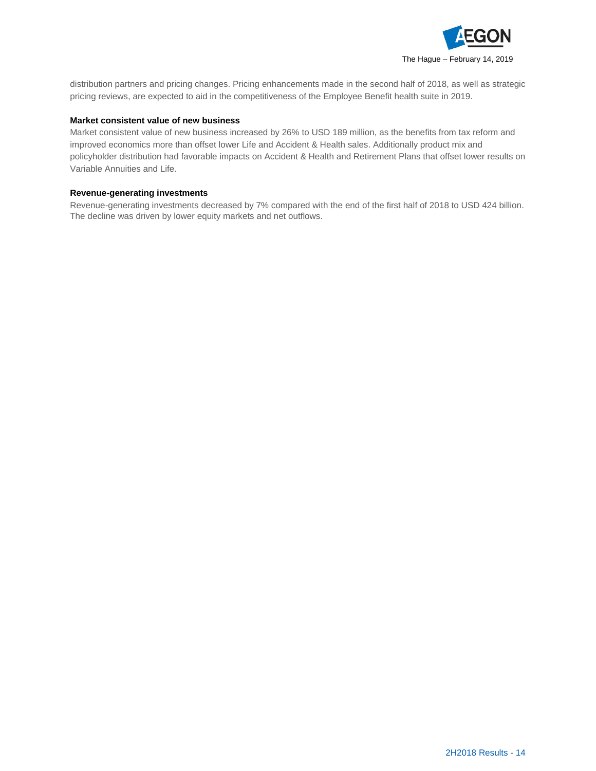distribution partners and pricing changes. Pricing enhancements made in the second half of 2018, as well as strategic pricing reviews, are expected to aid in the competitiveness of the Employee Benefit health suite in 2019.

**Market consistent value of new business**

Market consistent value of new business increased by 26% to USD 189 million, as the benefits from tax reform and improved economics more than offset lower Life and Accident & Health sales. Additionally product mix and policyholder distribution had favorable impacts on Accident & Health and Retirement Plans that offset lower results on Variable Annuities and Life.

**Revenue-generating investments**

Revenue-generating investments decreased by 7% compared with the end of the first half of 2018 to USD 424 billion. The decline was driven by lower equity markets and net outflows.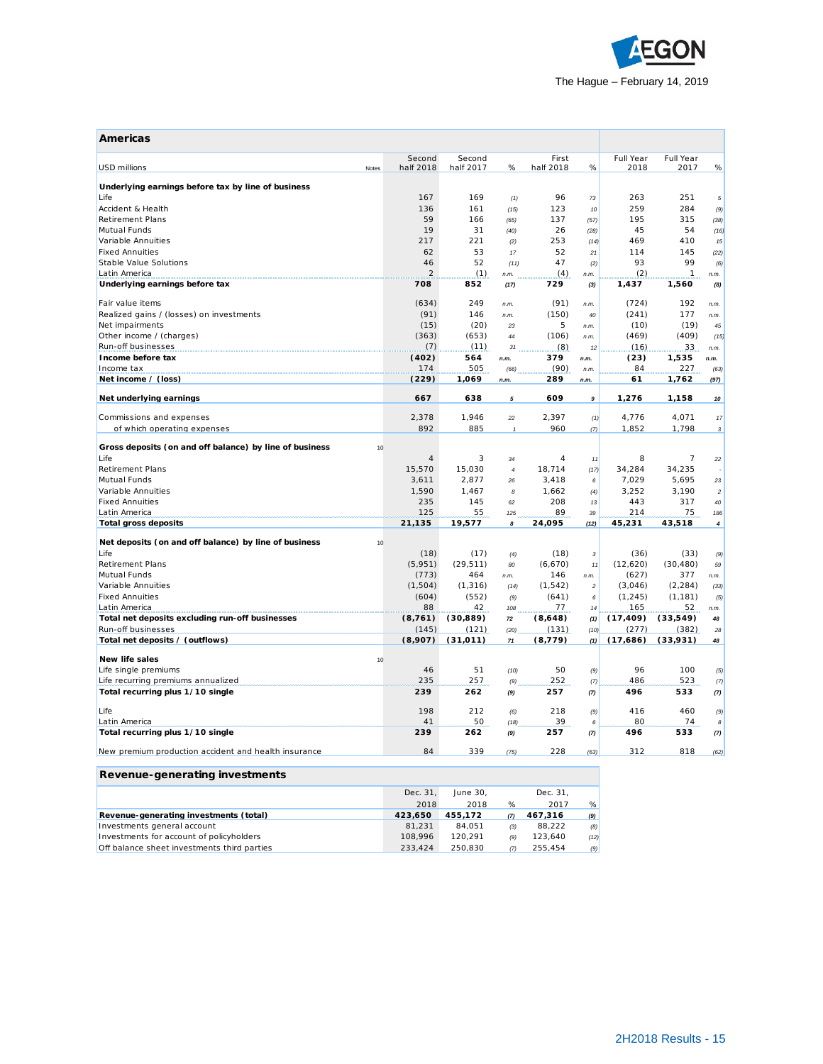## Americas

| USD millions | Notes | Second half 2018 | Second half 2017 | % | First half 2018 | % | Full Year 2018 | Full Year 2017 | % |
|---|---|---|---|---|---|---|---|---|---|
| **Underlying earnings before tax by line of business** | | | | | | | | | |
| Life | | 167 | 169 | (1) | 96 | 73 | 263 | 251 | 5 |
| Accident & Health | | 136 | 161 | (15) | 123 | 10 | 259 | 284 | (9) |
| Retirement Plans | | 59 | 166 | (65) | 137 | (57) | 195 | 315 | (38) |
| Mutual Funds | | 19 | 31 | (40) | 26 | (28) | 45 | 54 | (16) |
| Variable Annuities | | 217 | 221 | (2) | 253 | (14) | 469 | 410 | 15 |
| Fixed Annuities | | 62 | 53 | 17 | 52 | 21 | 114 | 145 | (22) |
| Stable Value Solutions | | 46 | 52 | (11) | 47 | (2) | 93 | 99 | (6) |
| Latin America | | 2 | (1) | n.m. | (4) | n.m. | (2) | 1 | n.m. |
| **Underlying earnings before tax** | | **708** | **852** | **(17)** | **729** | **(3)** | **1,437** | **1,560** | **(8)** |
| | | | | | | | | | |
| Fair value items | | (634) | 249 | n.m. | (91) | n.m. | (724) | 192 | n.m. |
| Realized gains / (losses) on investments | | (91) | 146 | n.m. | (150) | 40 | (241) | 177 | n.m. |
| Net impairments | | (15) | (20) | 23 | 5 | n.m. | (10) | (19) | 45 |
| Other income / (charges) | | (363) | (653) | 44 | (106) | n.m. | (469) | (409) | (15) |
| Run-off businesses | | (7) | (11) | 31 | (8) | 12 | (16) | 33 | n.m. |
| **Income before tax** | | **(402)** | **564** | **n.m.** | **379** | **n.m.** | **(23)** | **1,535** | **n.m.** |
| Income tax | | 174 | 505 | (66) | (90) | n.m. | 84 | 227 | (63) |
| **Net income / (loss)** | | **(229)** | **1,069** | **n.m.** | **289** | **n.m.** | **61** | **1,762** | **(97)** |
| | | | | | | | | | |
| **Net underlying earnings** | | **667** | **638** | **5** | **609** | **9** | **1,276** | **1,158** | **10** |
| | | | | | | | | | |
| Commissions and expenses | | 2,378 | 1,946 | 22 | 2,397 | (1) | 4,776 | 4,071 | 17 |
| of which operating expenses | | 892 | 885 | 1 | 960 | (7) | 1,852 | 1,798 | 3 |
| | | | | | | | | | |
| **Gross deposits (on and off balance) by line of business** | 10 | | | | | | | | |
| Life | | 4 | 3 | 34 | 4 | 11 | 8 | 7 | 22 |
| Retirement Plans | | 15,570 | 15,030 | 4 | 18,714 | (17) | 34,284 | 34,235 | - |
| Mutual Funds | | 3,611 | 2,877 | 26 | 3,418 | 6 | 7,029 | 5,695 | 23 |
| Variable Annuities | | 1,590 | 1,467 | 8 | 1,662 | (4) | 3,252 | 3,190 | 2 |
| Fixed Annuities | | 235 | 145 | 62 | 208 | 13 | 443 | 317 | 40 |
| Latin America | | 125 | 55 | 125 | 89 | 39 | 214 | 75 | 186 |
| **Total gross deposits** | | **21,135** | **19,577** | **8** | **24,095** | **(12)** | **45,231** | **43,518** | **4** |
| | | | | | | | | | |
| **Net deposits (on and off balance) by line of business** | 10 | | | | | | | | |
| Life | | (18) | (17) | (4) | (18) | 3 | (36) | (33) | (9) |
| Retirement Plans | | (5,951) | (29,511) | 80 | (6,670) | 11 | (12,620) | (30,480) | 59 |
| Mutual Funds | | (773) | 464 | n.m. | 146 | n.m. | (627) | 377 | n.m. |
| Variable Annuities | | (1,504) | (1,316) | (14) | (1,542) | 2 | (3,046) | (2,284) | (33) |
| Fixed Annuities | | (604) | (552) | (9) | (641) | 6 | (1,245) | (1,181) | (5) |
| Latin America | | 88 | 42 | 108 | 77 | 14 | 165 | 52 | n.m. |
| **Total net deposits excluding run-off businesses** | | **(8,761)** | **(30,889)** | **72** | **(8,648)** | **(1)** | **(17,409)** | **(33,549)** | **48** |
| Run-off businesses | | (145) | (121) | (20) | (131) | (10) | (277) | (382) | 28 |
| **Total net deposits / (outflows)** | | **(8,907)** | **(31,011)** | **71** | **(8,779)** | **(1)** | **(17,686)** | **(33,931)** | **48** |
| | | | | | | | | | |
| **New life sales** | 10 | | | | | | | | |
| Life single premiums | | 46 | 51 | (10) | 50 | (9) | 96 | 100 | (5) |
| Life recurring premiums annualized | | 235 | 257 | (9) | 252 | (7) | 486 | 523 | (7) |
| **Total recurring plus 1/10 single** | | **239** | **262** | **(9)** | **257** | **(7)** | **496** | **533** | **(7)** |
| | | | | | | | | | |
| Life | | 198 | 212 | (6) | 218 | (9) | 416 | 460 | (9) |
| Latin America | | 41 | 50 | (18) | 39 | 6 | 80 | 74 | 8 |
| **Total recurring plus 1/10 single** | | **239** | **262** | **(9)** | **257** | **(7)** | **496** | **533** | **(7)** |
| | | | | | | | | | |
| New premium production accident and health insurance | | 84 | 339 | (75) | 228 | (63) | 312 | 818 | (62) |

## Revenue-generating investments

| | Dec. 31, 2018 | June 30, 2018 | % | Dec. 31, 2017 | % |
|---|---|---|---|---|---|
| **Revenue-generating investments (total)** | **423,650** | **455,172** | **(7)** | **467,316** | **(9)** |
| Investments general account | 81,231 | 84,051 | (3) | 88,222 | (8) |
| Investments for account of policyholders | 108,996 | 120,291 | (9) | 123,640 | (12) |
| Off balance sheet investments third parties | 233,424 | 250,830 | (7) | 255,454 | (9) |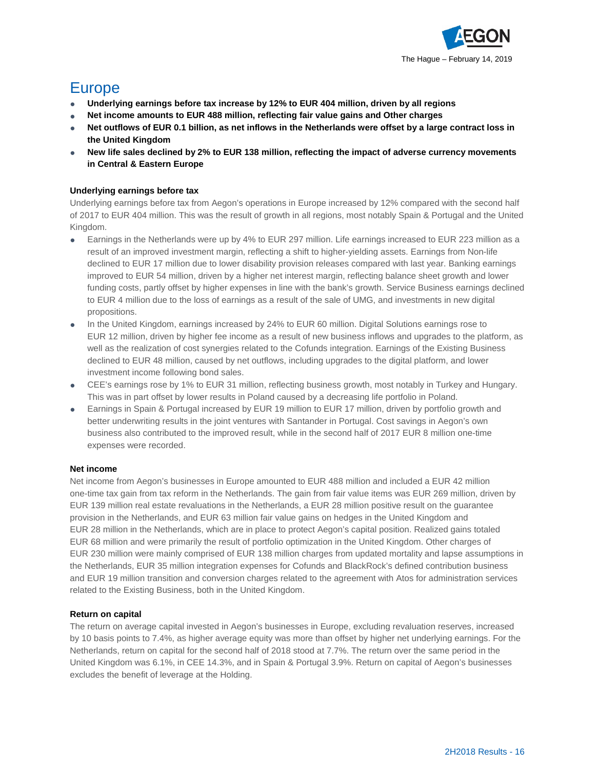# Europe

- **Underlying earnings before tax increase by 12% to EUR 404 million, driven by all regions**
- **Net income amounts to EUR 488 million, reflecting fair value gains and Other charges**
- **Net outflows of EUR 0.1 billion, as net inflows in the Netherlands were offset by a large contract loss in the United Kingdom**
- **New life sales declined by 2% to EUR 138 million, reflecting the impact of adverse currency movements in Central & Eastern Europe**

### Underlying earnings before tax

Underlying earnings before tax from Aegon's operations in Europe increased by 12% compared with the second half of 2017 to EUR 404 million. This was the result of growth in all regions, most notably Spain & Portugal and the United Kingdom.

- Earnings in the Netherlands were up by 4% to EUR 297 million. Life earnings increased to EUR 223 million as a result of an improved investment margin, reflecting a shift to higher-yielding assets. Earnings from Non-life declined to EUR 17 million due to lower disability provision releases compared with last year. Banking earnings improved to EUR 54 million, driven by a higher net interest margin, reflecting balance sheet growth and lower funding costs, partly offset by higher expenses in line with the bank's growth. Service Business earnings declined to EUR 4 million due to the loss of earnings as a result of the sale of UMG, and investments in new digital propositions.
- In the United Kingdom, earnings increased by 24% to EUR 60 million. Digital Solutions earnings rose to EUR 12 million, driven by higher fee income as a result of new business inflows and upgrades to the platform, as well as the realization of cost synergies related to the Cofunds integration. Earnings of the Existing Business declined to EUR 48 million, caused by net outflows, including upgrades to the digital platform, and lower investment income following bond sales.
- CEE's earnings rose by 1% to EUR 31 million, reflecting business growth, most notably in Turkey and Hungary. This was in part offset by lower results in Poland caused by a decreasing life portfolio in Poland.
- Earnings in Spain & Portugal increased by EUR 19 million to EUR 17 million, driven by portfolio growth and better underwriting results in the joint ventures with Santander in Portugal. Cost savings in Aegon's own business also contributed to the improved result, while in the second half of 2017 EUR 8 million one-time expenses were recorded.

### Net income

Net income from Aegon's businesses in Europe amounted to EUR 488 million and included a EUR 42 million one-time tax gain from tax reform in the Netherlands. The gain from fair value items was EUR 269 million, driven by EUR 139 million real estate revaluations in the Netherlands, a EUR 28 million positive result on the guarantee provision in the Netherlands, and EUR 63 million fair value gains on hedges in the United Kingdom and EUR 28 million in the Netherlands, which are in place to protect Aegon's capital position. Realized gains totaled EUR 68 million and were primarily the result of portfolio optimization in the United Kingdom. Other charges of EUR 230 million were mainly comprised of EUR 138 million charges from updated mortality and lapse assumptions in the Netherlands, EUR 35 million integration expenses for Cofunds and BlackRock's defined contribution business and EUR 19 million transition and conversion charges related to the agreement with Atos for administration services related to the Existing Business, both in the United Kingdom.

### Return on capital

The return on average capital invested in Aegon's businesses in Europe, excluding revaluation reserves, increased by 10 basis points to 7.4%, as higher average equity was more than offset by higher net underlying earnings. For the Netherlands, return on capital for the second half of 2018 stood at 7.7%. The return over the same period in the United Kingdom was 6.1%, in CEE 14.3%, and in Spain & Portugal 3.9%. Return on capital of Aegon's businesses excludes the benefit of leverage at the Holding.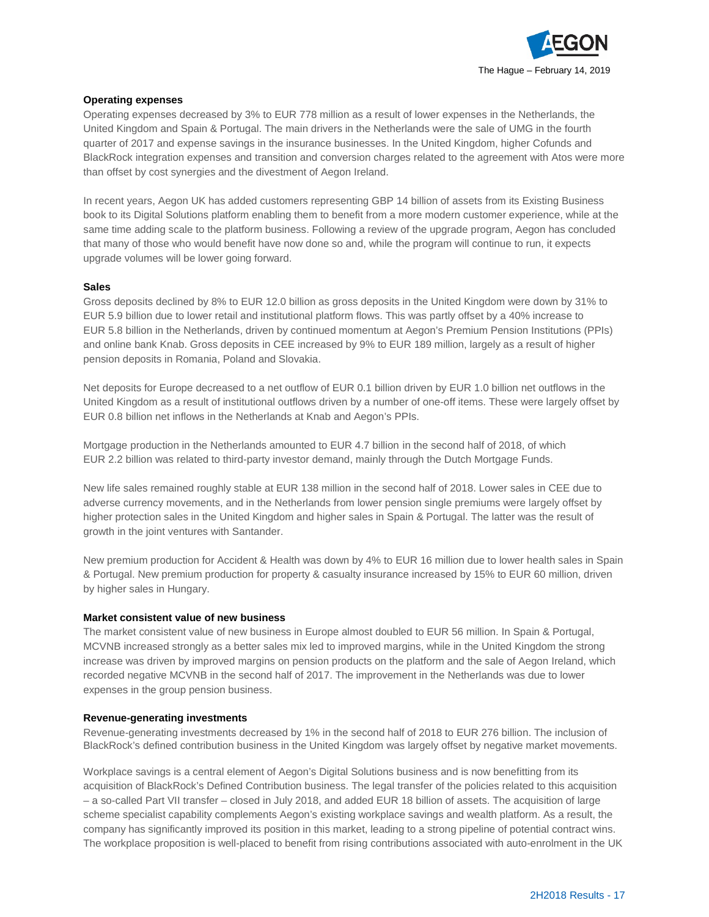**Operating expenses**

Operating expenses decreased by 3% to EUR 778 million as a result of lower expenses in the Netherlands, the United Kingdom and Spain & Portugal. The main drivers in the Netherlands were the sale of UMG in the fourth quarter of 2017 and expense savings in the insurance businesses. In the United Kingdom, higher Cofunds and BlackRock integration expenses and transition and conversion charges related to the agreement with Atos were more than offset by cost synergies and the divestment of Aegon Ireland.

In recent years, Aegon UK has added customers representing GBP 14 billion of assets from its Existing Business book to its Digital Solutions platform enabling them to benefit from a more modern customer experience, while at the same time adding scale to the platform business. Following a review of the upgrade program, Aegon has concluded that many of those who would benefit have now done so and, while the program will continue to run, it expects upgrade volumes will be lower going forward.

**Sales**

Gross deposits declined by 8% to EUR 12.0 billion as gross deposits in the United Kingdom were down by 31% to EUR 5.9 billion due to lower retail and institutional platform flows. This was partly offset by a 40% increase to EUR 5.8 billion in the Netherlands, driven by continued momentum at Aegon's Premium Pension Institutions (PPIs) and online bank Knab. Gross deposits in CEE increased by 9% to EUR 189 million, largely as a result of higher pension deposits in Romania, Poland and Slovakia.

Net deposits for Europe decreased to a net outflow of EUR 0.1 billion driven by EUR 1.0 billion net outflows in the United Kingdom as a result of institutional outflows driven by a number of one-off items. These were largely offset by EUR 0.8 billion net inflows in the Netherlands at Knab and Aegon's PPIs.

Mortgage production in the Netherlands amounted to EUR 4.7 billion in the second half of 2018, of which EUR 2.2 billion was related to third-party investor demand, mainly through the Dutch Mortgage Funds.

New life sales remained roughly stable at EUR 138 million in the second half of 2018. Lower sales in CEE due to adverse currency movements, and in the Netherlands from lower pension single premiums were largely offset by higher protection sales in the United Kingdom and higher sales in Spain & Portugal. The latter was the result of growth in the joint ventures with Santander.

New premium production for Accident & Health was down by 4% to EUR 16 million due to lower health sales in Spain & Portugal. New premium production for property & casualty insurance increased by 15% to EUR 60 million, driven by higher sales in Hungary.

**Market consistent value of new business**

The market consistent value of new business in Europe almost doubled to EUR 56 million. In Spain & Portugal, MCVNB increased strongly as a better sales mix led to improved margins, while in the United Kingdom the strong increase was driven by improved margins on pension products on the platform and the sale of Aegon Ireland, which recorded negative MCVNB in the second half of 2017. The improvement in the Netherlands was due to lower expenses in the group pension business.

**Revenue-generating investments**

Revenue-generating investments decreased by 1% in the second half of 2018 to EUR 276 billion. The inclusion of BlackRock's defined contribution business in the United Kingdom was largely offset by negative market movements.

Workplace savings is a central element of Aegon's Digital Solutions business and is now benefitting from its acquisition of BlackRock's Defined Contribution business. The legal transfer of the policies related to this acquisition – a so-called Part VII transfer – closed in July 2018, and added EUR 18 billion of assets. The acquisition of large scheme specialist capability complements Aegon's existing workplace savings and wealth platform. As a result, the company has significantly improved its position in this market, leading to a strong pipeline of potential contract wins. The workplace proposition is well-placed to benefit from rising contributions associated with auto-enrolment in the UK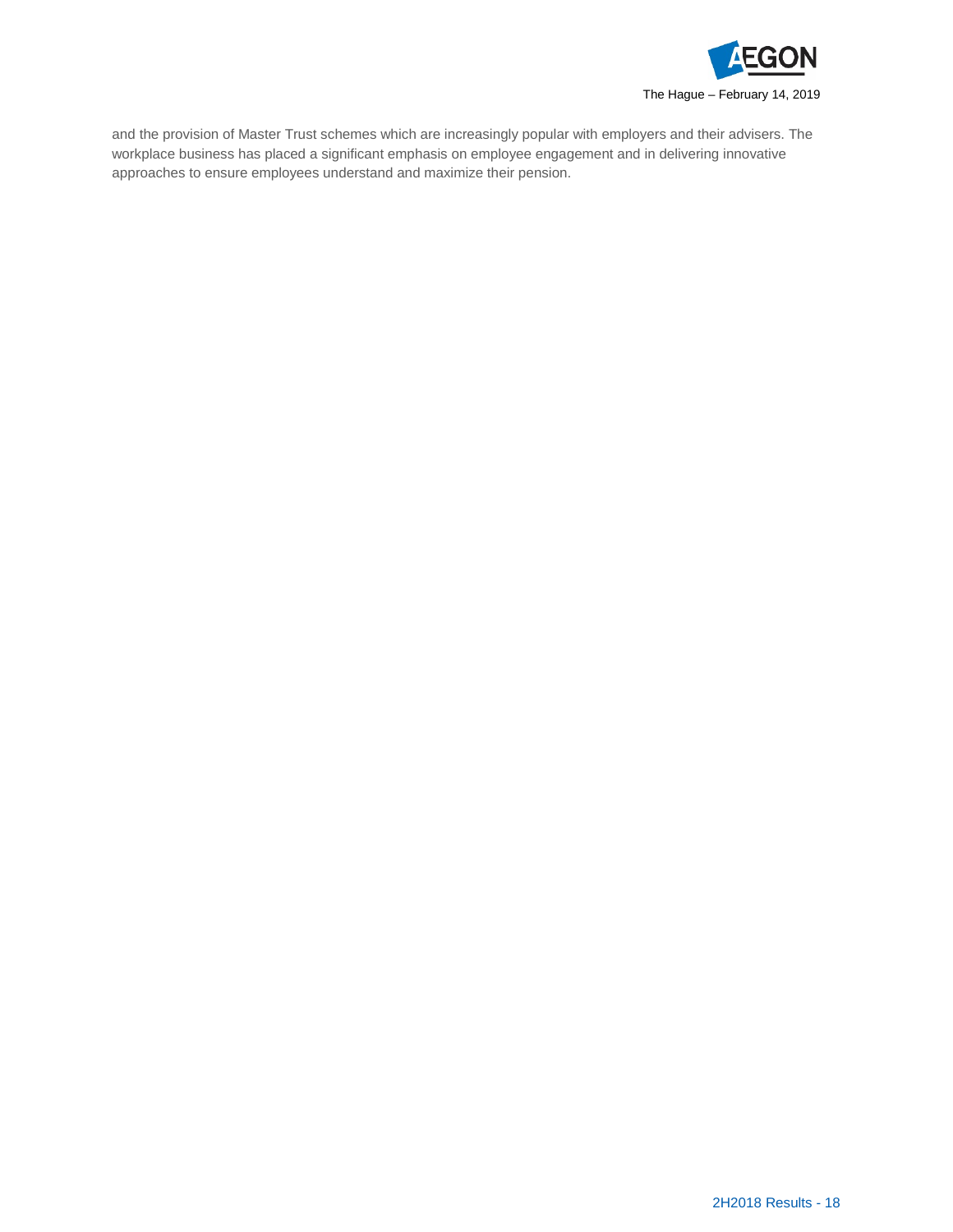and the provision of Master Trust schemes which are increasingly popular with employers and their advisers. The workplace business has placed a significant emphasis on employee engagement and in delivering innovative approaches to ensure employees understand and maximize their pension.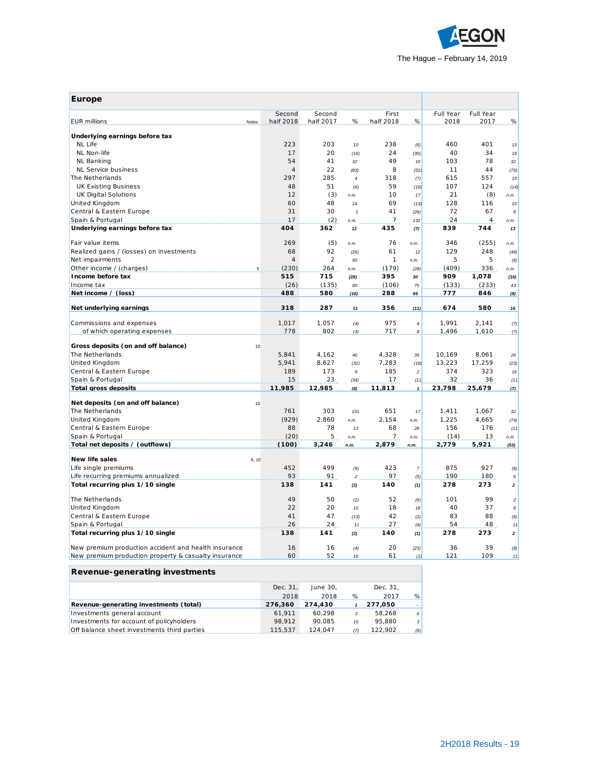## Europe

| EUR millions | Notes | Second half 2018 | Second half 2017 | % | First half 2018 | % | Full Year 2018 | Full Year 2017 | % |
|---|---|---|---|---|---|---|---|---|---|
| **Underlying earnings before tax** | | | | | | | | | |
| NL Life | | 223 | 203 | 10 | 238 | (6) | 460 | 401 | 15 |
| NL Non-life | | 17 | 20 | (16) | 24 | (30) | 40 | 34 | 18 |
| NL Banking | | 54 | 41 | 32 | 49 | 10 | 103 | 78 | 32 |
| NL Service business | | 4 | 22 | (83) | 8 | (51) | 11 | 44 | (75) |
| The Netherlands | | 297 | 285 | 4 | 318 | (7) | 615 | 557 | 10 |
| UK Existing Business | | 48 | 51 | (6) | 59 | (18) | 107 | 124 | (14) |
| UK Digital Solutions | | 12 | (3) | n.m. | 10 | 17 | 21 | (8) | n.m. |
| United Kingdom | | 60 | 48 | 24 | 69 | (13) | 128 | 116 | 10 |
| Central & Eastern Europe | | 31 | 30 | 1 | 41 | (26) | 72 | 67 | 8 |
| Spain & Portugal | | 17 | (2) | n.m. | 7 | 132 | 24 | 4 | n.m. |
| **Underlying earnings before tax** | | **404** | **362** | **12** | **435** | **(7)** | **839** | **744** | **13** |
| | | | | | | | | | |
| Fair value items | | 269 | (5) | n.m. | 76 | n.m. | 346 | (255) | n.m. |
| Realized gains / (losses) on investments | | 68 | 92 | (26) | 61 | 12 | 129 | 248 | (48) |
| Net impairments | | 4 | 2 | 50 | 1 | n.m. | 5 | 5 | (6) |
| Other income / (charges) | 5 | (230) | 264 | n.m. | (179) | (28) | (409) | 336 | n.m. |
| **Income before tax** | | **515** | **715** | **(28)** | **395** | **30** | **909** | **1,078** | **(16)** |
| Income tax | | (26) | (135) | 80 | (106) | 75 | (133) | (233) | 43 |
| **Net income / (loss)** | | **488** | **580** | **(16)** | **288** | **69** | **777** | **846** | **(8)** |
| | | | | | | | | | |
| **Net underlying earnings** | | **318** | **287** | **11** | **356** | **(11)** | **674** | **580** | **16** |
| | | | | | | | | | |
| Commissions and expenses | | 1,017 | 1,057 | (4) | 975 | 4 | 1,991 | 2,141 | (7) |
| of which operating expenses | | 778 | 802 | (3) | 717 | 8 | 1,496 | 1,610 | (7) |
| | | | | | | | | | |
| **Gross deposits (on and off balance)** | 10 | | | | | | | | |
| The Netherlands | | 5,841 | 4,162 | 40 | 4,328 | 35 | 10,169 | 8,061 | 26 |
| United Kingdom | | 5,941 | 8,627 | (31) | 7,283 | (18) | 13,223 | 17,259 | (23) |
| Central & Eastern Europe | | 189 | 173 | 9 | 185 | 2 | 374 | 323 | 16 |
| Spain & Portugal | | 15 | 23 | (34) | 17 | (11) | 32 | 36 | (11) |
| **Total gross deposits** | | **11,985** | **12,985** | **(8)** | **11,813** | **1** | **23,798** | **25,679** | **(7)** |
| | | | | | | | | | |
| **Net deposits (on and off balance)** | 10 | | | | | | | | |
| The Netherlands | | 761 | 303 | 151 | 651 | 17 | 1,411 | 1,067 | 32 |
| United Kingdom | | (929) | 2,860 | n.m. | 2,154 | n.m. | 1,225 | 4,665 | (74) |
| Central & Eastern Europe | | 88 | 78 | 13 | 68 | 28 | 156 | 176 | (11) |
| Spain & Portugal | | (20) | 5 | n.m. | 7 | n.m. | (14) | 13 | n.m. |
| **Total net deposits / (outflows)** | | **(100)** | **3,246** | **n.m.** | **2,879** | **n.m.** | **2,779** | **5,921** | **(53)** |
| | | | | | | | | | |
| **New life sales** | 6, 10 | | | | | | | | |
| Life single premiums | | 452 | 499 | (9) | 423 | 7 | 875 | 927 | (6) |
| Life recurring premiums annualized | | 93 | 91 | 2 | 97 | (5) | 190 | 180 | 6 |
| **Total recurring plus 1/10 single** | | **138** | **141** | **(2)** | **140** | **(1)** | **278** | **273** | **2** |
| | | | | | | | | | |
| The Netherlands | | 49 | 50 | (2) | 52 | (6) | 101 | 99 | 2 |
| United Kingdom | | 22 | 20 | 10 | 18 | 18 | 40 | 37 | 8 |
| Central & Eastern Europe | | 41 | 47 | (13) | 42 | (2) | 83 | 88 | (6) |
| Spain & Portugal | | 26 | 24 | 11 | 27 | (4) | 54 | 48 | 11 |
| **Total recurring plus 1/10 single** | | **138** | **141** | **(2)** | **140** | **(1)** | **278** | **273** | **2** |
| | | | | | | | | | |
| New premium production accident and health insurance | | 16 | 16 | (4) | 20 | (23) | 36 | 39 | (8) |
| New premium production property & casualty insurance | | 60 | 52 | 15 | 61 | (1) | 121 | 109 | 11 |

## Revenue-generating investments

| | Dec. 31, 2018 | June 30, 2018 | % | Dec. 31, 2017 | % |
|---|---|---|---|---|---|
| **Revenue-generating investments (total)** | **276,360** | **274,430** | **1** | **277,050** | **-** |
| Investments general account | 61,911 | 60,298 | 3 | 58,268 | 6 |
| Investments for account of policyholders | 98,912 | 90,085 | 10 | 95,880 | 3 |
| Off balance sheet investments third parties | 115,537 | 124,047 | (7) | 122,902 | (6) |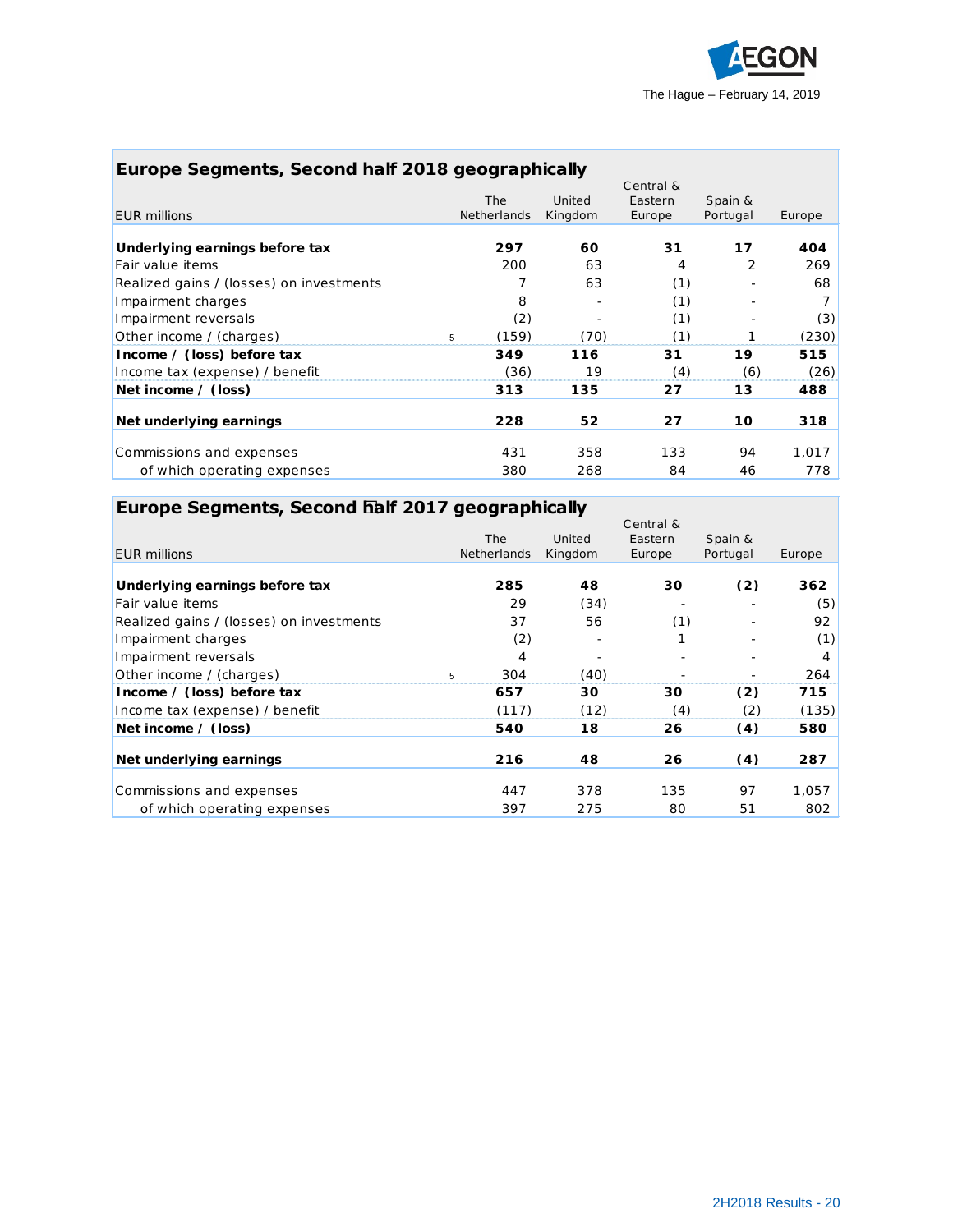## Europe Segments, Second half 2018 geographically

| EUR millions | | The Netherlands | United Kingdom | Central & Eastern Europe | Spain & Portugal | Europe |
|---|---|---|---|---|---|---|
| **Underlying earnings before tax** | | **297** | **60** | **31** | **17** | **404** |
| Fair value items | | 200 | 63 | 4 | 2 | 269 |
| Realized gains / (losses) on investments | | 7 | 63 | (1) | - | 68 |
| Impairment charges | | 8 | - | (1) | - | 7 |
| Impairment reversals | | (2) | - | (1) | - | (3) |
| Other income / (charges) | 5 | (159) | (70) | (1) | 1 | (230) |
| **Income / (loss) before tax** | | **349** | **116** | **31** | **19** | **515** |
| Income tax (expense) / benefit | | (36) | 19 | (4) | (6) | (26) |
| **Net income / (loss)** | | **313** | **135** | **27** | **13** | **488** |
| **Net underlying earnings** | | **228** | **52** | **27** | **10** | **318** |
| Commissions and expenses | | 431 | 358 | 133 | 94 | 1,017 |
| of which operating expenses | | 380 | 268 | 84 | 46 | 778 |

## Europe Segments, Second half 2017 geographically

| EUR millions | | The Netherlands | United Kingdom | Central & Eastern Europe | Spain & Portugal | Europe |
|---|---|---|---|---|---|---|
| **Underlying earnings before tax** | | **285** | **48** | **30** | **(2)** | **362** |
| Fair value items | | 29 | (34) | - | - | (5) |
| Realized gains / (losses) on investments | | 37 | 56 | (1) | - | 92 |
| Impairment charges | | (2) | - | 1 | - | (1) |
| Impairment reversals | | 4 | - | - | - | 4 |
| Other income / (charges) | 5 | 304 | (40) | - | - | 264 |
| **Income / (loss) before tax** | | **657** | **30** | **30** | **(2)** | **715** |
| Income tax (expense) / benefit | | (117) | (12) | (4) | (2) | (135) |
| **Net income / (loss)** | | **540** | **18** | **26** | **(4)** | **580** |
| **Net underlying earnings** | | **216** | **48** | **26** | **(4)** | **287** |
| Commissions and expenses | | 447 | 378 | 135 | 97 | 1,057 |
| of which operating expenses | | 397 | 275 | 80 | 51 | 802 |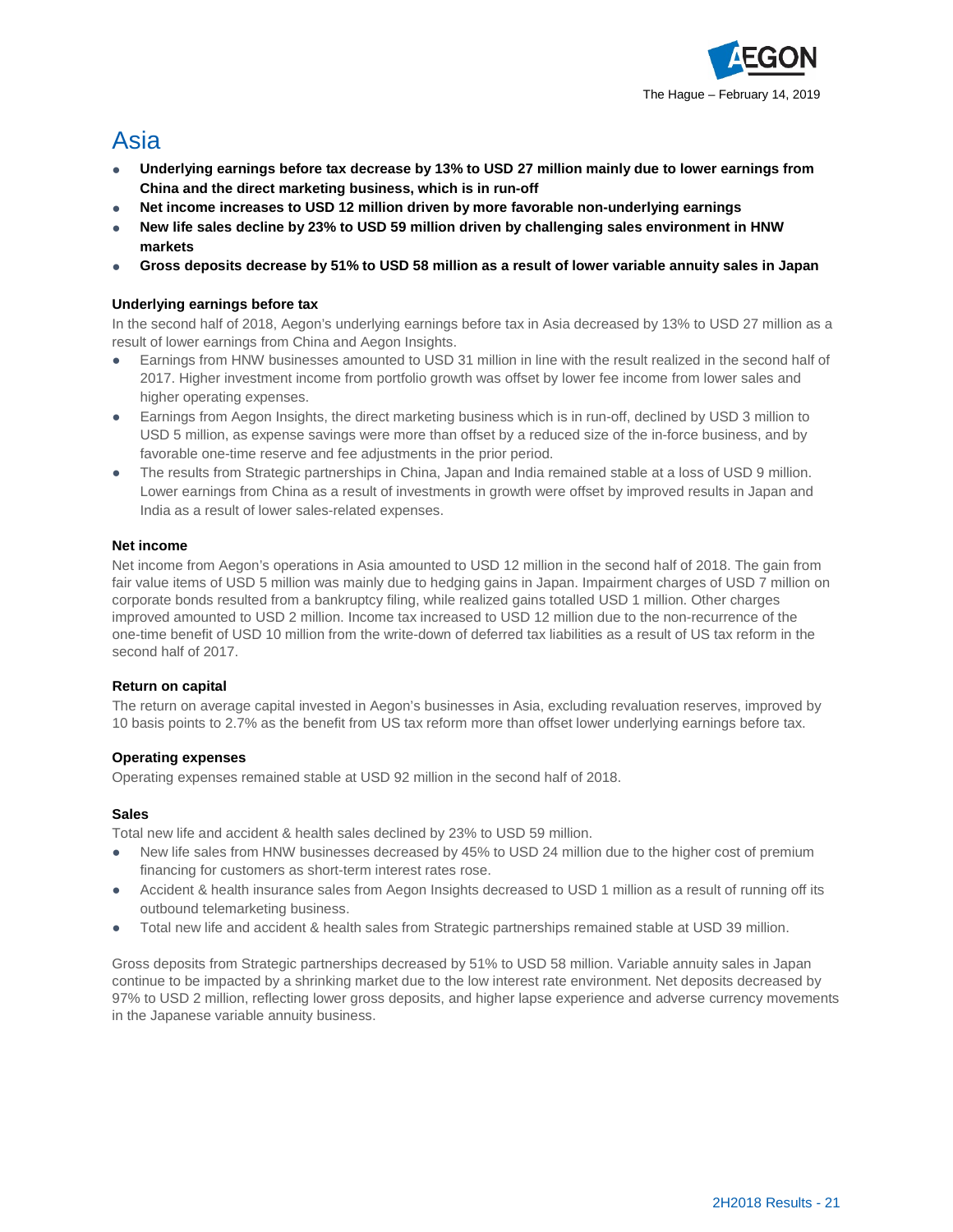## Asia

- **Underlying earnings before tax decrease by 13% to USD 27 million mainly due to lower earnings from China and the direct marketing business, which is in run-off**
- **Net income increases to USD 12 million driven by more favorable non-underlying earnings**
- **New life sales decline by 23% to USD 59 million driven by challenging sales environment in HNW markets**
- **Gross deposits decrease by 51% to USD 58 million as a result of lower variable annuity sales in Japan**

### Underlying earnings before tax

In the second half of 2018, Aegon's underlying earnings before tax in Asia decreased by 13% to USD 27 million as a result of lower earnings from China and Aegon Insights.

- Earnings from HNW businesses amounted to USD 31 million in line with the result realized in the second half of 2017. Higher investment income from portfolio growth was offset by lower fee income from lower sales and higher operating expenses.
- Earnings from Aegon Insights, the direct marketing business which is in run-off, declined by USD 3 million to USD 5 million, as expense savings were more than offset by a reduced size of the in-force business, and by favorable one-time reserve and fee adjustments in the prior period.
- The results from Strategic partnerships in China, Japan and India remained stable at a loss of USD 9 million. Lower earnings from China as a result of investments in growth were offset by improved results in Japan and India as a result of lower sales-related expenses.

### Net income

Net income from Aegon's operations in Asia amounted to USD 12 million in the second half of 2018. The gain from fair value items of USD 5 million was mainly due to hedging gains in Japan. Impairment charges of USD 7 million on corporate bonds resulted from a bankruptcy filing, while realized gains totalled USD 1 million. Other charges improved amounted to USD 2 million. Income tax increased to USD 12 million due to the non-recurrence of the one-time benefit of USD 10 million from the write-down of deferred tax liabilities as a result of US tax reform in the second half of 2017.

### Return on capital

The return on average capital invested in Aegon's businesses in Asia, excluding revaluation reserves, improved by 10 basis points to 2.7% as the benefit from US tax reform more than offset lower underlying earnings before tax.

### Operating expenses

Operating expenses remained stable at USD 92 million in the second half of 2018.

### Sales

Total new life and accident & health sales declined by 23% to USD 59 million.

- New life sales from HNW businesses decreased by 45% to USD 24 million due to the higher cost of premium financing for customers as short-term interest rates rose.
- Accident & health insurance sales from Aegon Insights decreased to USD 1 million as a result of running off its outbound telemarketing business.
- Total new life and accident & health sales from Strategic partnerships remained stable at USD 39 million.

Gross deposits from Strategic partnerships decreased by 51% to USD 58 million. Variable annuity sales in Japan continue to be impacted by a shrinking market due to the low interest rate environment. Net deposits decreased by 97% to USD 2 million, reflecting lower gross deposits, and higher lapse experience and adverse currency movements in the Japanese variable annuity business.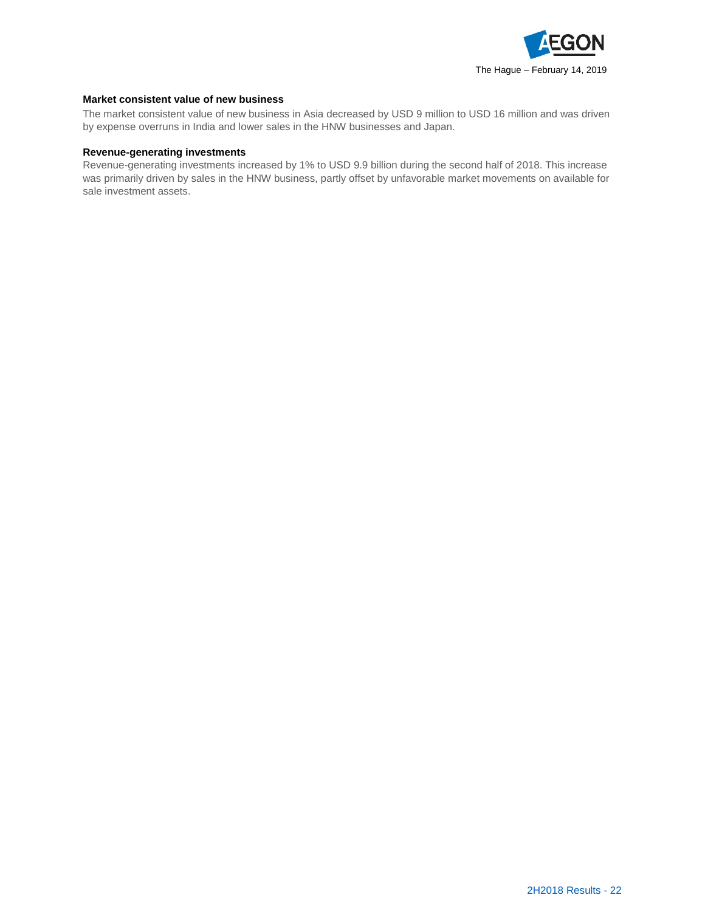**Market consistent value of new business**

The market consistent value of new business in Asia decreased by USD 9 million to USD 16 million and was driven by expense overruns in India and lower sales in the HNW businesses and Japan.

**Revenue-generating investments**

Revenue-generating investments increased by 1% to USD 9.9 billion during the second half of 2018. This increase was primarily driven by sales in the HNW business, partly offset by unfavorable market movements on available for sale investment assets.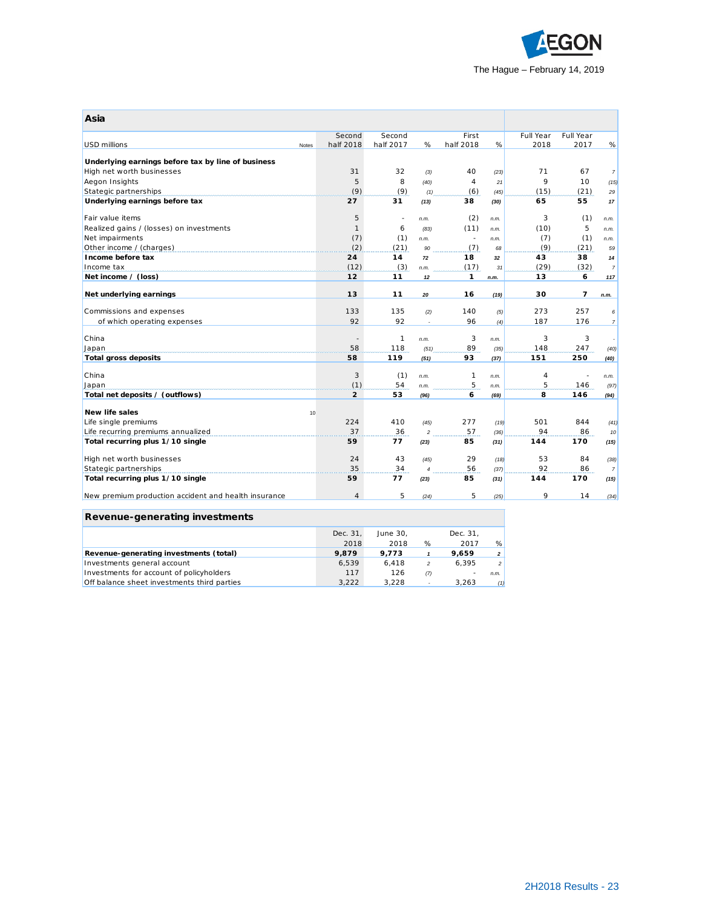The Hague – February 14, 2019

## Asia

| USD millions | Notes | Second half 2018 | Second half 2017 | % | First half 2018 | % | Full Year 2018 | Full Year 2017 | % |
|---|---|---|---|---|---|---|---|---|---|
| **Underlying earnings before tax by line of business** | | | | | | | | | |
| High net worth businesses | | 31 | 32 | (3) | 40 | (23) | 71 | 67 | 7 |
| Aegon Insights | | 5 | 8 | (40) | 4 | 21 | 9 | 10 | (15) |
| Stategic partnerships | | (9) | (9) | (1) | (6) | (45) | (15) | (21) | 29 |
| **Underlying earnings before tax** | | **27** | **31** | **(13)** | **38** | **(30)** | **65** | **55** | **17** |
| Fair value items | | 5 | - | n.m. | (2) | n.m. | 3 | (1) | n.m. |
| Realized gains / (losses) on investments | | 1 | 6 | (83) | (11) | n.m. | (10) | 5 | n.m. |
| Net impairments | | (7) | (1) | n.m. | - | n.m. | (7) | (1) | n.m. |
| Other income / (charges) | | (2) | (21) | 90 | (7) | 68 | (9) | (21) | 59 |
| **Income before tax** | | **24** | **14** | **72** | **18** | **32** | **43** | **38** | **14** |
| Income tax | | (12) | (3) | n.m. | (17) | 31 | (29) | (32) | 7 |
| **Net income / (loss)** | | **12** | **11** | **12** | **1** | **n.m.** | **13** | **6** | **117** |
| **Net underlying earnings** | | **13** | **11** | **20** | **16** | **(19)** | **30** | **7** | **n.m.** |
| Commissions and expenses | | 133 | 135 | (2) | 140 | (5) | 273 | 257 | 6 |
| of which operating expenses | | 92 | 92 | - | 96 | (4) | 187 | 176 | 7 |
| China | | - | 1 | n.m. | 3 | n.m. | 3 | 3 | - |
| Japan | | 58 | 118 | (51) | 89 | (35) | 148 | 247 | (40) |
| **Total gross deposits** | | **58** | **119** | **(51)** | **93** | **(37)** | **151** | **250** | **(40)** |
| China | | 3 | (1) | n.m. | 1 | n.m. | 4 | - | n.m. |
| Japan | | (1) | 54 | n.m. | 5 | n.m. | 5 | 146 | (97) |
| **Total net deposits / (outflows)** | | **2** | **53** | **(96)** | **6** | **(69)** | **8** | **146** | **(94)** |
| **New life sales** | 10 | | | | | | | | |
| Life single premiums | | 224 | 410 | (45) | 277 | (19) | 501 | 844 | (41) |
| Life recurring premiums annualized | | 37 | 36 | 2 | 57 | (36) | 94 | 86 | 10 |
| **Total recurring plus 1/10 single** | | **59** | **77** | **(23)** | **85** | **(31)** | **144** | **170** | **(15)** |
| High net worth businesses | | 24 | 43 | (45) | 29 | (18) | 53 | 84 | (38) |
| Stategic partnerships | | 35 | 34 | 4 | 56 | (37) | 92 | 86 | 7 |
| **Total recurring plus 1/10 single** | | **59** | **77** | **(23)** | **85** | **(31)** | **144** | **170** | **(15)** |
| New premium production accident and health insurance | | 4 | 5 | (24) | 5 | (25) | 9 | 14 | (34) |

## Revenue-generating investments

| | Dec. 31, 2018 | June 30, 2018 | % | Dec. 31, 2017 | % |
|---|---|---|---|---|---|
| **Revenue-generating investments (total)** | **9,879** | **9,773** | **1** | **9,659** | **2** |
| Investments general account | 6,539 | 6,418 | 2 | 6,395 | 2 |
| Investments for account of policyholders | 117 | 126 | (7) | - | n.m. |
| Off balance sheet investments third parties | 3,222 | 3,228 | - | 3,263 | (1) |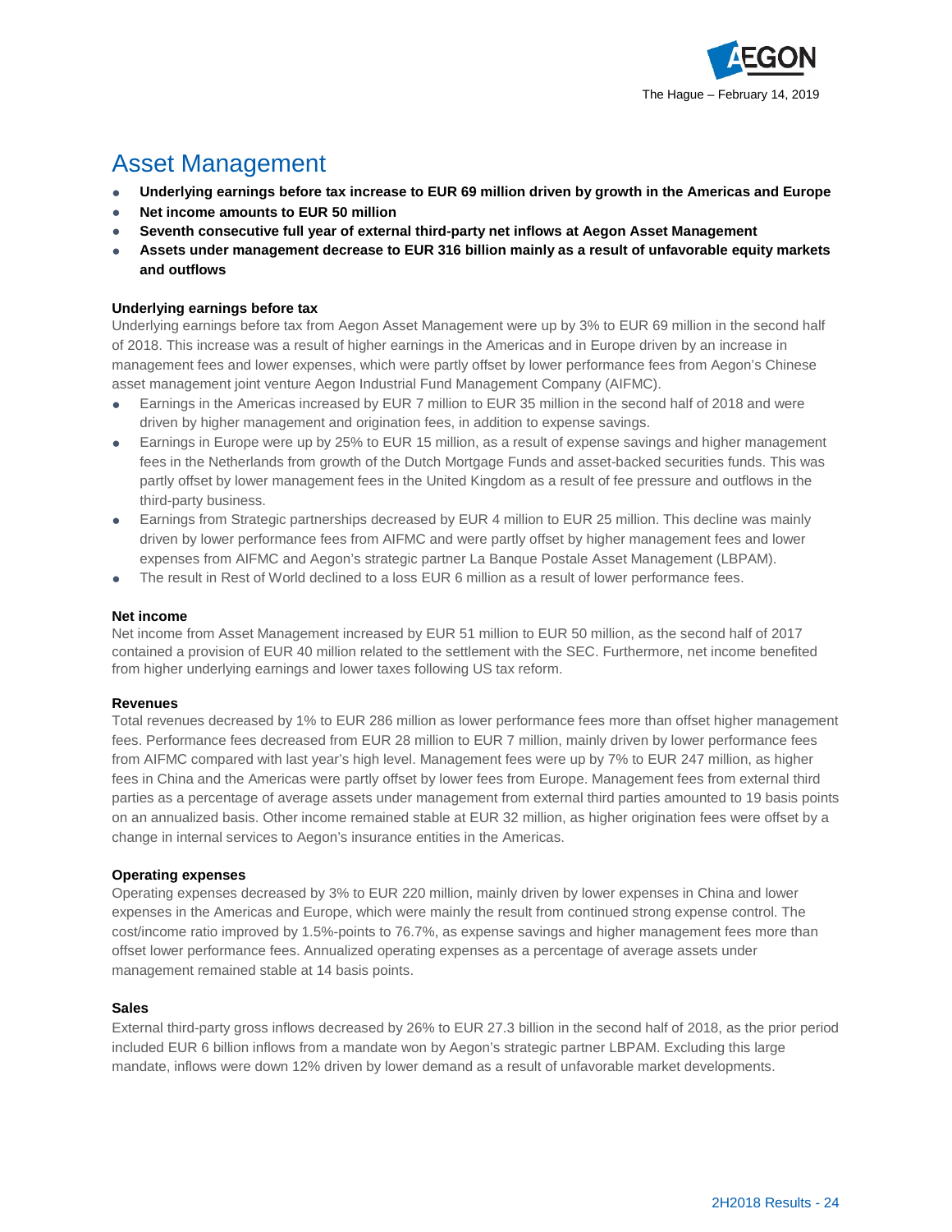# Asset Management

- **Underlying earnings before tax increase to EUR 69 million driven by growth in the Americas and Europe**
- **Net income amounts to EUR 50 million**
- **Seventh consecutive full year of external third-party net inflows at Aegon Asset Management**
- **Assets under management decrease to EUR 316 billion mainly as a result of unfavorable equity markets and outflows**

### Underlying earnings before tax

Underlying earnings before tax from Aegon Asset Management were up by 3% to EUR 69 million in the second half of 2018. This increase was a result of higher earnings in the Americas and in Europe driven by an increase in management fees and lower expenses, which were partly offset by lower performance fees from Aegon's Chinese asset management joint venture Aegon Industrial Fund Management Company (AIFMC).

- Earnings in the Americas increased by EUR 7 million to EUR 35 million in the second half of 2018 and were driven by higher management and origination fees, in addition to expense savings.
- Earnings in Europe were up by 25% to EUR 15 million, as a result of expense savings and higher management fees in the Netherlands from growth of the Dutch Mortgage Funds and asset-backed securities funds. This was partly offset by lower management fees in the United Kingdom as a result of fee pressure and outflows in the third-party business.
- Earnings from Strategic partnerships decreased by EUR 4 million to EUR 25 million. This decline was mainly driven by lower performance fees from AIFMC and were partly offset by higher management fees and lower expenses from AIFMC and Aegon's strategic partner La Banque Postale Asset Management (LBPAM).
- The result in Rest of World declined to a loss EUR 6 million as a result of lower performance fees.

### Net income

Net income from Asset Management increased by EUR 51 million to EUR 50 million, as the second half of 2017 contained a provision of EUR 40 million related to the settlement with the SEC. Furthermore, net income benefited from higher underlying earnings and lower taxes following US tax reform.

### Revenues

Total revenues decreased by 1% to EUR 286 million as lower performance fees more than offset higher management fees. Performance fees decreased from EUR 28 million to EUR 7 million, mainly driven by lower performance fees from AIFMC compared with last year's high level. Management fees were up by 7% to EUR 247 million, as higher fees in China and the Americas were partly offset by lower fees from Europe. Management fees from external third parties as a percentage of average assets under management from external third parties amounted to 19 basis points on an annualized basis. Other income remained stable at EUR 32 million, as higher origination fees were offset by a change in internal services to Aegon's insurance entities in the Americas.

### Operating expenses

Operating expenses decreased by 3% to EUR 220 million, mainly driven by lower expenses in China and lower expenses in the Americas and Europe, which were mainly the result from continued strong expense control. The cost/income ratio improved by 1.5%-points to 76.7%, as expense savings and higher management fees more than offset lower performance fees. Annualized operating expenses as a percentage of average assets under management remained stable at 14 basis points.

### Sales

External third-party gross inflows decreased by 26% to EUR 27.3 billion in the second half of 2018, as the prior period included EUR 6 billion inflows from a mandate won by Aegon's strategic partner LBPAM. Excluding this large mandate, inflows were down 12% driven by lower demand as a result of unfavorable market developments.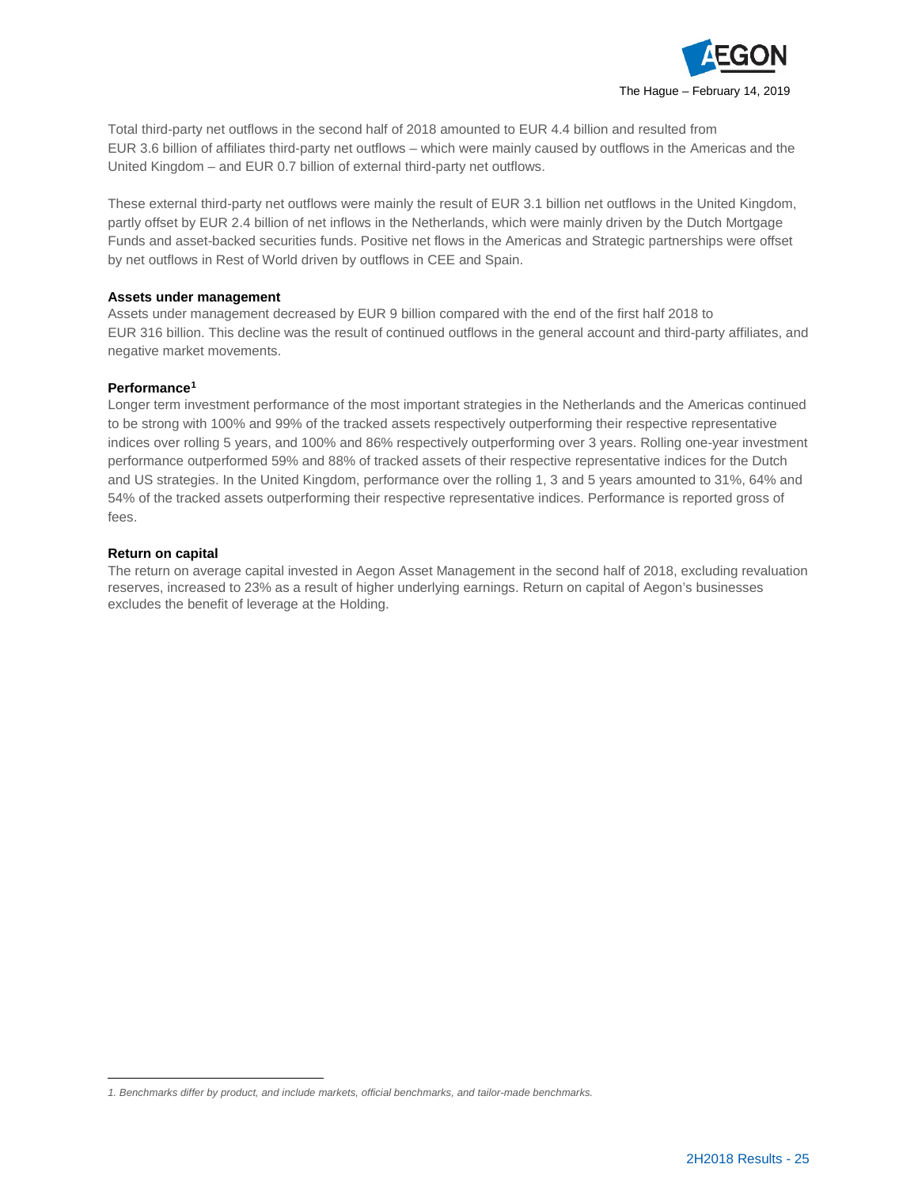Total third-party net outflows in the second half of 2018 amounted to EUR 4.4 billion and resulted from EUR 3.6 billion of affiliates third-party net outflows – which were mainly caused by outflows in the Americas and the United Kingdom – and EUR 0.7 billion of external third-party net outflows.

These external third-party net outflows were mainly the result of EUR 3.1 billion net outflows in the United Kingdom, partly offset by EUR 2.4 billion of net inflows in the Netherlands, which were mainly driven by the Dutch Mortgage Funds and asset-backed securities funds. Positive net flows in the Americas and Strategic partnerships were offset by net outflows in Rest of World driven by outflows in CEE and Spain.

**Assets under management**

Assets under management decreased by EUR 9 billion compared with the end of the first half 2018 to EUR 316 billion. This decline was the result of continued outflows in the general account and third-party affiliates, and negative market movements.

**Performance[1]**

Longer term investment performance of the most important strategies in the Netherlands and the Americas continued to be strong with 100% and 99% of the tracked assets respectively outperforming their respective representative indices over rolling 5 years, and 100% and 86% respectively outperforming over 3 years. Rolling one-year investment performance outperformed 59% and 88% of tracked assets of their respective representative indices for the Dutch and US strategies. In the United Kingdom, performance over the rolling 1, 3 and 5 years amounted to 31%, 64% and 54% of the tracked assets outperforming their respective representative indices. Performance is reported gross of fees.

**Return on capital**

The return on average capital invested in Aegon Asset Management in the second half of 2018, excluding revaluation reserves, increased to 23% as a result of higher underlying earnings. Return on capital of Aegon's businesses excludes the benefit of leverage at the Holding.

*1. Benchmarks differ by product, and include markets, official benchmarks, and tailor-made benchmarks.*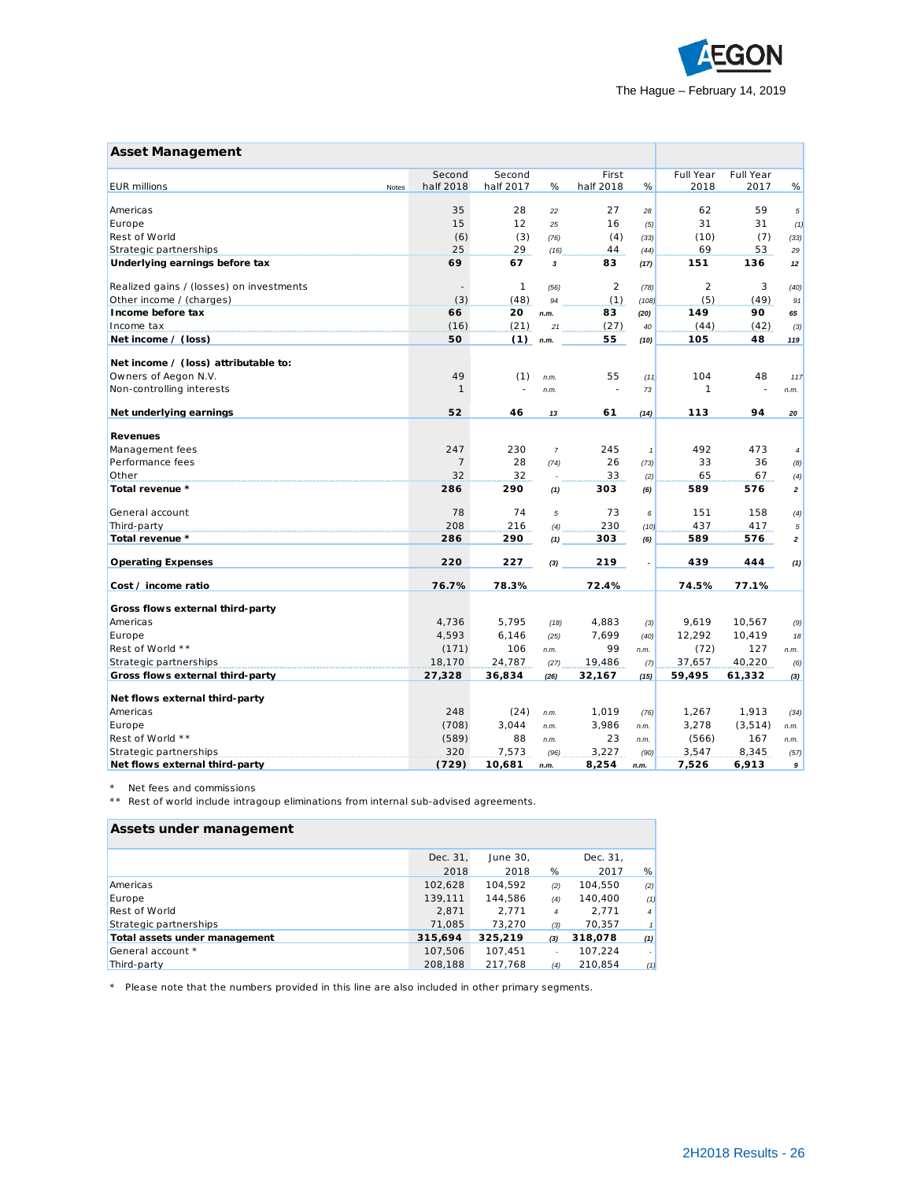## Asset Management

| EUR millions | Notes | Second half 2018 | Second half 2017 | % | First half 2018 | % | Full Year 2018 | Full Year 2017 | % |
|---|---|---|---|---|---|---|---|---|---|
| Americas | | 35 | 28 | 22 | 27 | 28 | 62 | 59 | 5 |
| Europe | | 15 | 12 | 25 | 16 | (5) | 31 | 31 | (1) |
| Rest of World | | (6) | (3) | (76) | (4) | (33) | (10) | (7) | (33) |
| Strategic partnerships | | 25 | 29 | (16) | 44 | (44) | 69 | 53 | 29 |
| **Underlying earnings before tax** | | **69** | **67** | **3** | **83** | **(17)** | **151** | **136** | **12** |
| Realized gains / (losses) on investments | | - | 1 | (56) | 2 | (78) | 2 | 3 | (40) |
| Other income / (charges) | | (3) | (48) | 94 | (1) | (108) | (5) | (49) | 91 |
| **Income before tax** | | **66** | **20** | **n.m.** | **83** | **(20)** | **149** | **90** | **65** |
| Income tax | | (16) | (21) | 21 | (27) | 40 | (44) | (42) | (3) |
| **Net income / (loss)** | | **50** | **(1)** | **n.m.** | **55** | **(10)** | **105** | **48** | **119** |
| **Net income / (loss) attributable to:** | | | | | | | | | |
| Owners of Aegon N.V. | | 49 | (1) | n.m. | 55 | (11 | 104 | 48 | 117 |
| Non-controlling interests | | 1 | - | n.m. | - | 73 | 1 | - | n.m. |
| **Net underlying earnings** | | **52** | **46** | **13** | **61** | **(14)** | **113** | **94** | **20** |
| **Revenues** | | | | | | | | | |
| Management fees | | 247 | 230 | 7 | 245 | 1 | 492 | 473 | 4 |
| Performance fees | | 7 | 28 | (74) | 26 | (73) | 33 | 36 | (8) |
| Other | | 32 | 32 | - | 33 | (2) | 65 | 67 | (4) |
| **Total revenue *** | | **286** | **290** | **(1)** | **303** | **(6)** | **589** | **576** | **2** |
| General account | | 78 | 74 | 5 | 73 | 6 | 151 | 158 | (4) |
| Third-party | | 208 | 216 | (4) | 230 | (10) | 437 | 417 | 5 |
| **Total revenue *** | | **286** | **290** | **(1)** | **303** | **(6)** | **589** | **576** | **2** |
| **Operating Expenses** | | **220** | **227** | **(3)** | **219** | **-** | **439** | **444** | **(1)** |
| **Cost / income ratio** | | **76.7%** | **78.3%** | | **72.4%** | | **74.5%** | **77.1%** | |
| **Gross flows external third-party** | | | | | | | | | |
| Americas | | 4,736 | 5,795 | (18) | 4,883 | (3) | 9,619 | 10,567 | (9) |
| Europe | | 4,593 | 6,146 | (25) | 7,699 | (40) | 12,292 | 10,419 | 18 |
| Rest of World ** | | (171) | 106 | n.m. | 99 | n.m. | (72) | 127 | n.m. |
| Strategic partnerships | | 18,170 | 24,787 | (27) | 19,486 | (7) | 37,657 | 40,220 | (6) |
| **Gross flows external third-party** | | **27,328** | **36,834** | **(26)** | **32,167** | **(15)** | **59,495** | **61,332** | **(3)** |
| **Net flows external third-party** | | | | | | | | | |
| Americas | | 248 | (24) | n.m. | 1,019 | (76) | 1,267 | 1,913 | (34) |
| Europe | | (708) | 3,044 | n.m. | 3,986 | n.m. | 3,278 | (3,514) | n.m. |
| Rest of World ** | | (589) | 88 | n.m. | 23 | n.m. | (566) | 167 | n.m. |
| Strategic partnerships | | 320 | 7,573 | (96) | 3,227 | (90) | 3,547 | 8,345 | (57) |
| **Net flows external third-party** | | **(729)** | **10,681** | **n.m.** | **8,254** | **n.m.** | **7,526** | **6,913** | **9** |

\* Net fees and commissions
** Rest of world include intragoup eliminations from internal sub-advised agreements.

## Assets under management

| | Dec. 31, 2018 | June 30, 2018 | % | Dec. 31, 2017 | % |
|---|---|---|---|---|---|
| Americas | 102,628 | 104,592 | (2) | 104,550 | (2) |
| Europe | 139,111 | 144,586 | (4) | 140,400 | (1) |
| Rest of World | 2,871 | 2,771 | 4 | 2,771 | 4 |
| Strategic partnerships | 71,085 | 73,270 | (3) | 70,357 | 1 |
| **Total assets under management** | **315,694** | **325,219** | **(3)** | **318,078** | **(1)** |
| General account * | 107,506 | 107,451 | - | 107,224 | - |
| Third-party | 208,188 | 217,768 | (4) | 210,854 | (1) |

\* Please note that the numbers provided in this line are also included in other primary segments.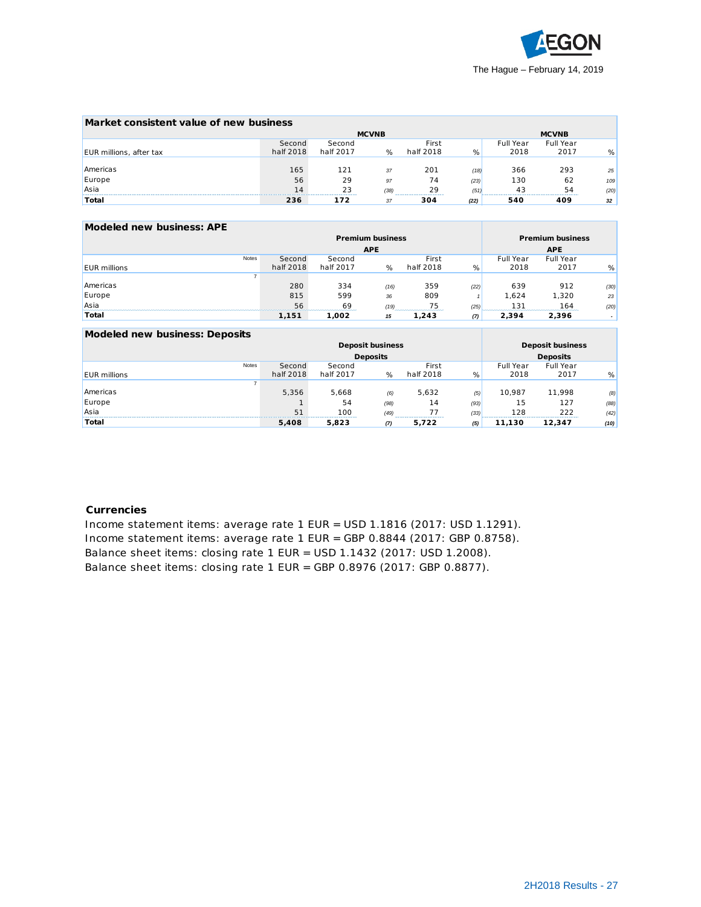## Market consistent value of new business

| EUR millions, after tax | MCVNB Second half 2018 | Second half 2017 | % | First half 2018 | % | MCVNB Full Year 2018 | Full Year 2017 | % |
|---|---|---|---|---|---|---|---|---|
| Americas | 165 | 121 | 37 | 201 | (18) | 366 | 293 | 25 |
| Europe | 56 | 29 | 97 | 74 | (23) | 130 | 62 | 109 |
| Asia | 14 | 23 | (38) | 29 | (51) | 43 | 54 | (20) |
| **Total** | **236** | **172** | **37** | **304** | **(22)** | **540** | **409** | **32** |

## Modeled new business: APE

| EUR millions | Notes | Premium business APE Second half 2018 | Second half 2017 | % | First half 2018 | % | Premium business APE Full Year 2018 | Full Year 2017 | % |
|---|---|---|---|---|---|---|---|---|---|
| | 7 | | | | | | | | |
| Americas | | 280 | 334 | (16) | 359 | (22) | 639 | 912 | (30) |
| Europe | | 815 | 599 | 36 | 809 | 1 | 1,624 | 1,320 | 23 |
| Asia | | 56 | 69 | (19) | 75 | (25) | 131 | 164 | (20) |
| **Total** | | **1,151** | **1,002** | **15** | **1,243** | **(7)** | **2,394** | **2,396** | **-** |

## Modeled new business: Deposits

| EUR millions | Notes | Deposit business Deposits Second half 2018 | Second half 2017 | % | First half 2018 | % | Deposit business Deposits Full Year 2018 | Full Year 2017 | % |
|---|---|---|---|---|---|---|---|---|---|
| | 7 | | | | | | | | |
| Americas | | 5,356 | 5,668 | (6) | 5,632 | (5) | 10,987 | 11,998 | (8) |
| Europe | | 1 | 54 | (98) | 14 | (93) | 15 | 127 | (88) |
| Asia | | 51 | 100 | (49) | 77 | (33) | 128 | 222 | (42) |
| **Total** | | **5,408** | **5,823** | **(7)** | **5,722** | **(5)** | **11,130** | **12,347** | **(10)** |

### Currencies

Income statement items: average rate 1 EUR = USD 1.1816 (2017: USD 1.1291).
Income statement items: average rate 1 EUR = GBP 0.8844 (2017: GBP 0.8758).
Balance sheet items: closing rate 1 EUR = USD 1.1432 (2017: USD 1.2008).
Balance sheet items: closing rate 1 EUR = GBP 0.8976 (2017: GBP 0.8877).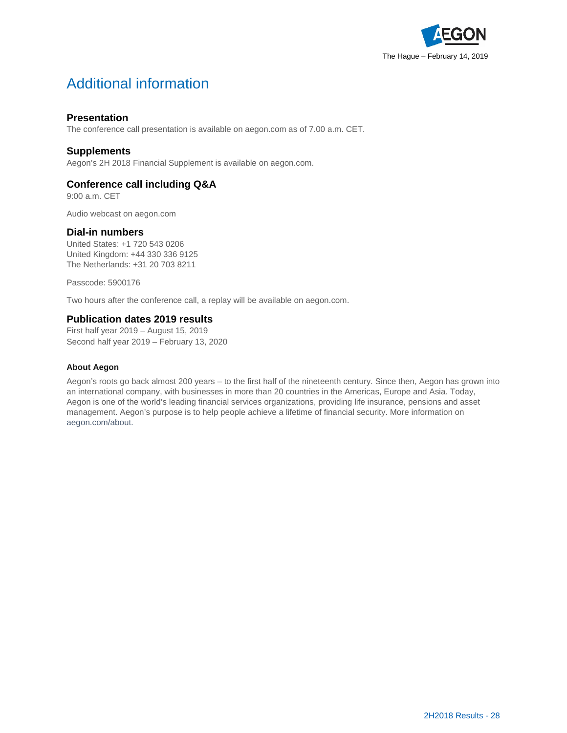# Additional information

### Presentation

The conference call presentation is available on aegon.com as of 7.00 a.m. CET.

### Supplements

Aegon's 2H 2018 Financial Supplement is available on aegon.com.

### Conference call including Q&A

9:00 a.m. CET

Audio webcast on aegon.com

### Dial-in numbers

United States: +1 720 543 0206
United Kingdom: +44 330 336 9125
The Netherlands: +31 20 703 8211

Passcode: 5900176

Two hours after the conference call, a replay will be available on aegon.com.

### Publication dates 2019 results

First half year 2019 – August 15, 2019
Second half year 2019 – February 13, 2020

**About Aegon**

Aegon's roots go back almost 200 years – to the first half of the nineteenth century. Since then, Aegon has grown into an international company, with businesses in more than 20 countries in the Americas, Europe and Asia. Today, Aegon is one of the world's leading financial services organizations, providing life insurance, pensions and asset management. Aegon's purpose is to help people achieve a lifetime of financial security. More information on aegon.com/about.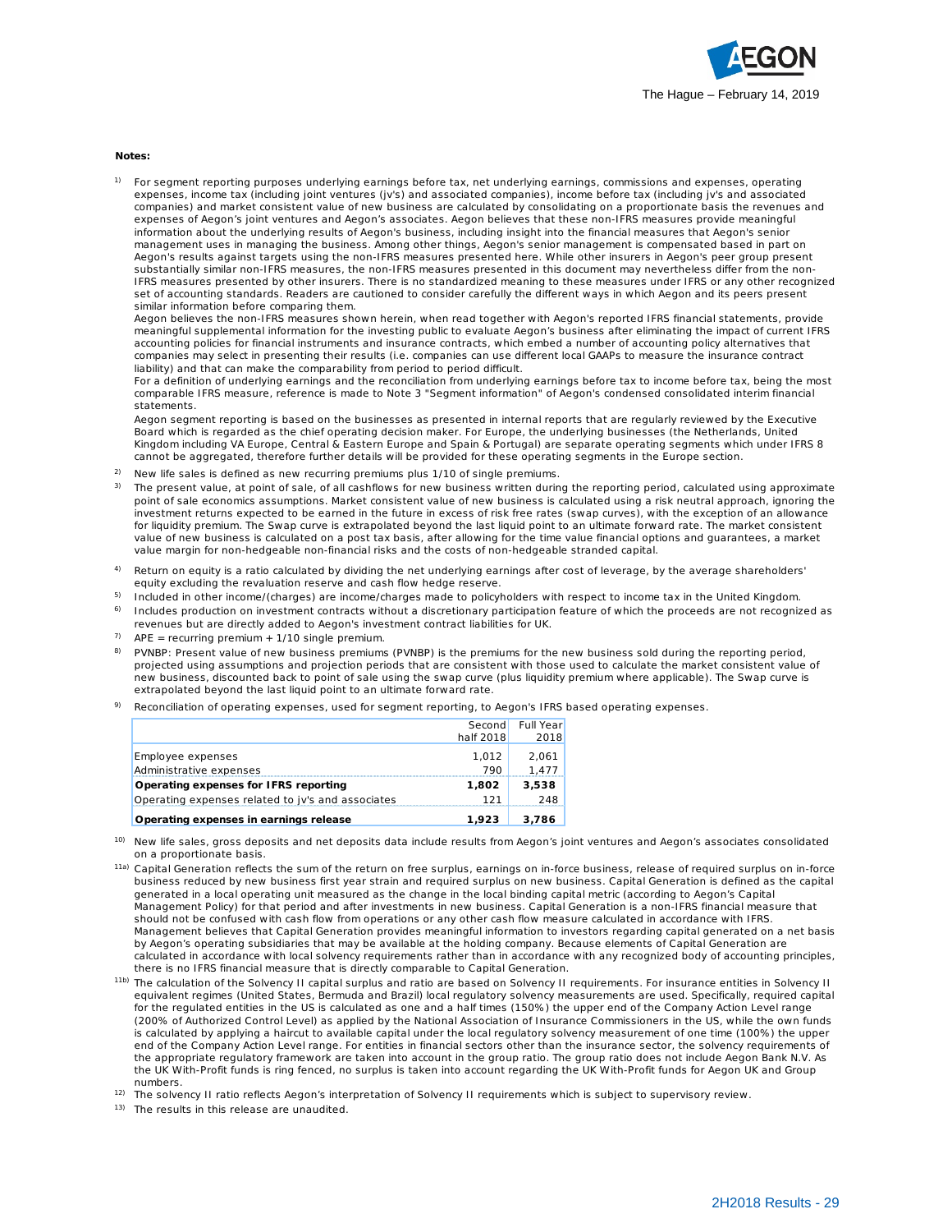**Notes:**

1) For segment reporting purposes underlying earnings before tax, net underlying earnings, commissions and expenses, operating expenses, income tax (including joint ventures (jv's) and associated companies), income before tax (including jv's and associated companies) and market consistent value of new business are calculated by consolidating on a proportionate basis the revenues and expenses of Aegon's joint ventures and Aegon's associates. Aegon believes that these non-IFRS measures provide meaningful information about the underlying results of Aegon's business, including insight into the financial measures that Aegon's senior management uses in managing the business. Among other things, Aegon's senior management is compensated based in part on Aegon's results against targets using the non-IFRS measures presented here. While other insurers in Aegon's peer group present substantially similar non-IFRS measures, the non-IFRS measures presented in this document may nevertheless differ from the non-IFRS measures presented by other insurers. There is no standardized meaning to these measures under IFRS or any other recognized set of accounting standards. Readers are cautioned to consider carefully the different ways in which Aegon and its peers present similar information before comparing them.
Aegon believes the non-IFRS measures shown herein, when read together with Aegon's reported IFRS financial statements, provide meaningful supplemental information for the investing public to evaluate Aegon's business after eliminating the impact of current IFRS accounting policies for financial instruments and insurance contracts, which embed a number of accounting policy alternatives that companies may select in presenting their results (i.e. companies can use different local GAAPs to measure the insurance contract liability) and that can make the comparability from period to period difficult.
For a definition of underlying earnings and the reconciliation from underlying earnings before tax to income before tax, being the most comparable IFRS measure, reference is made to Note 3 "Segment information" of Aegon's condensed consolidated interim financial statements.
Aegon segment reporting is based on the businesses as presented in internal reports that are regularly reviewed by the Executive Board which is regarded as the chief operating decision maker. For Europe, the underlying businesses (the Netherlands, United Kingdom including VA Europe, Central & Eastern Europe and Spain & Portugal) are separate operating segments which under IFRS 8 cannot be aggregated, therefore further details will be provided for these operating segments in the Europe section.

2) New life sales is defined as new recurring premiums plus 1/10 of single premiums.

3) The present value, at point of sale, of all cashflows for new business written during the reporting period, calculated using approximate point of sale economics assumptions. Market consistent value of new business is calculated using a risk neutral approach, ignoring the investment returns expected to be earned in the future in excess of risk free rates (swap curves), with the exception of an allowance for liquidity premium. The Swap curve is extrapolated beyond the last liquid point to an ultimate forward rate. The market consistent value of new business is calculated on a post tax basis, after allowing for the time value financial options and guarantees, a market value margin for non-hedgeable non-financial risks and the costs of non-hedgeable stranded capital.

4) Return on equity is a ratio calculated by dividing the net underlying earnings after cost of leverage, by the average shareholders' equity excluding the revaluation reserve and cash flow hedge reserve.

5) Included in other income/(charges) are income/charges made to policyholders with respect to income tax in the United Kingdom.

6) Includes production on investment contracts without a discretionary participation feature of which the proceeds are not recognized as revenues but are directly added to Aegon's investment contract liabilities for UK.

7) APE = recurring premium + 1/10 single premium.

8) PVNBP: Present value of new business premiums (PVNBP) is the premiums for the new business sold during the reporting period, projected using assumptions and projection periods that are consistent with those used to calculate the market consistent value of new business, discounted back to point of sale using the swap curve (plus liquidity premium where applicable). The Swap curve is extrapolated beyond the last liquid point to an ultimate forward rate.

9) Reconciliation of operating expenses, used for segment reporting, to Aegon's IFRS based operating expenses.

| | Second half 2018 | Full Year 2018 |
|---|---|---|
| Employee expenses | 1,012 | 2,061 |
| Administrative expenses | 790 | 1,477 |
| **Operating expenses for IFRS reporting** | **1,802** | **3,538** |
| Operating expenses related to jv's and associates | 121 | 248 |
| **Operating expenses in earnings release** | **1,923** | **3,786** |

10) New life sales, gross deposits and net deposits data include results from Aegon's joint ventures and Aegon's associates consolidated on a proportionate basis.

11a) Capital Generation reflects the sum of the return on free surplus, earnings on in-force business, release of required surplus on in-force business reduced by new business first year strain and required surplus on new business. Capital Generation is defined as the capital generated in a local operating unit measured as the change in the local binding capital metric (according to Aegon's Capital Management Policy) for that period and after investments in new business. Capital Generation is a non-IFRS financial measure that should not be confused with cash flow from operations or any other cash flow measure calculated in accordance with IFRS. Management believes that Capital Generation provides meaningful information to investors regarding capital generated on a net basis by Aegon's operating subsidiaries that may be available at the holding company. Because elements of Capital Generation are calculated in accordance with local solvency requirements rather than in accordance with any recognized body of accounting principles, there is no IFRS financial measure that is directly comparable to Capital Generation.

11b) The calculation of the Solvency II capital surplus and ratio are based on Solvency II requirements. For insurance entities in Solvency II equivalent regimes (United States, Bermuda and Brazil) local regulatory solvency measurements are used. Specifically, required capital for the regulated entities in the US is calculated as one and a half times (150%) the upper end of the Company Action Level range (200% of Authorized Control Level) as applied by the National Association of Insurance Commissioners in the US, while the own funds is calculated by applying a haircut to available capital under the local regulatory solvency measurement of one time (100%) the upper end of the Company Action Level range. For entities in financial sectors other than the insurance sector, the solvency requirements of the appropriate regulatory framework are taken into account in the group ratio. The group ratio does not include Aegon Bank N.V. As the UK With-Profit funds is ring fenced, no surplus is taken into account regarding the UK With-Profit funds for Aegon UK and Group numbers.

12) The solvency II ratio reflects Aegon's interpretation of Solvency II requirements which is subject to supervisory review.

13) The results in this release are unaudited.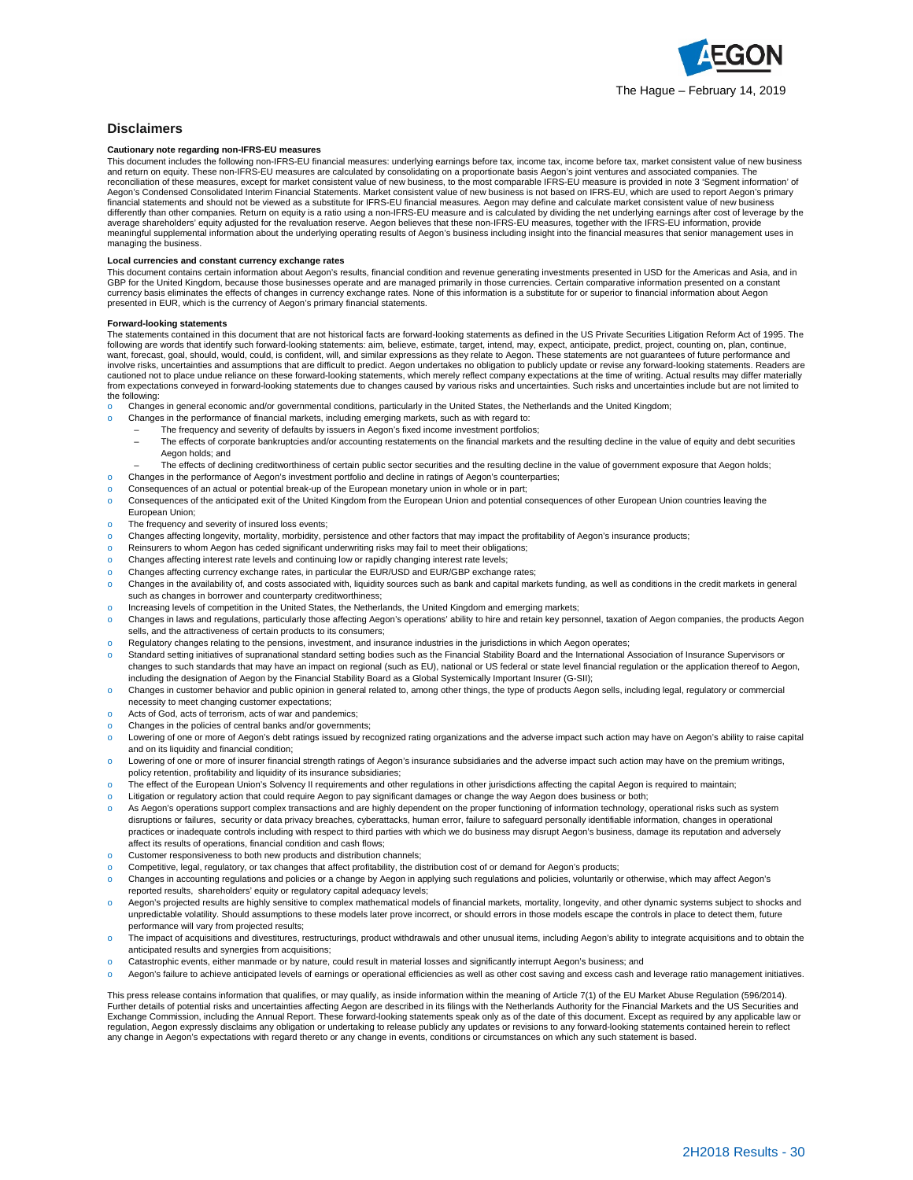The Hague – February 14, 2019

## Disclaimers

**Cautionary note regarding non-IFRS-EU measures**

This document includes the following non-IFRS-EU financial measures: underlying earnings before tax, income tax, income before tax, market consistent value of new business and return on equity. These non-IFRS-EU measures are calculated by consolidating on a proportionate basis Aegon's joint ventures and associated companies. The reconciliation of these measures, except for market consistent value of new business, to the most comparable IFRS-EU measure is provided in note 3 'Segment information' of Aegon's Condensed Consolidated Interim Financial Statements. Market consistent value of new business is not based on IFRS-EU, which are used to report Aegon's primary financial statements and should not be viewed as a substitute for IFRS-EU financial measures. Aegon may define and calculate market consistent value of new business differently than other companies. Return on equity is a ratio using a non-IFRS-EU measure and is calculated by dividing the net underlying earnings after cost of leverage by the average shareholders' equity adjusted for the revaluation reserve. Aegon believes that these non-IFRS-EU measures, together with the IFRS-EU information, provide meaningful supplemental information about the underlying operating results of Aegon's business including insight into the financial measures that senior management uses in managing the business.

**Local currencies and constant currency exchange rates**

This document contains certain information about Aegon's results, financial condition and revenue generating investments presented in USD for the Americas and Asia, and in GBP for the United Kingdom, because those businesses operate and are managed primarily in those currencies. Certain comparative information presented on a constant currency basis eliminates the effects of changes in currency exchange rates. None of this information is a substitute for or superior to financial information about Aegon presented in EUR, which is the currency of Aegon's primary financial statements.

**Forward-looking statements**

The statements contained in this document that are not historical facts are forward-looking statements as defined in the US Private Securities Litigation Reform Act of 1995. The following are words that identify such forward-looking statements: aim, believe, estimate, target, intend, may, expect, anticipate, predict, project, counting on, plan, continue, want, forecast, goal, should, would, could, is confident, will, and similar expressions as they relate to Aegon. These statements are not guarantees of future performance and involve risks, uncertainties and assumptions that are difficult to predict. Aegon undertakes no obligation to publicly update or revise any forward-looking statements. Readers are cautioned not to place undue reliance on these forward-looking statements, which merely reflect company expectations at the time of writing. Actual results may differ materially from expectations conveyed in forward-looking statements due to changes caused by various risks and uncertainties. Such risks and uncertainties include but are not limited to the following:

- Changes in general economic and/or governmental conditions, particularly in the United States, the Netherlands and the United Kingdom;
- Changes in the performance of financial markets, including emerging markets, such as with regard to:
  - The frequency and severity of defaults by issuers in Aegon's fixed income investment portfolios;
  - The effects of corporate bankruptcies and/or accounting restatements on the financial markets and the resulting decline in the value of equity and debt securities Aegon holds; and
  - The effects of declining creditworthiness of certain public sector securities and the resulting decline in the value of government exposure that Aegon holds;
- Changes in the performance of Aegon's investment portfolio and decline in ratings of Aegon's counterparties;
- Consequences of an actual or potential break-up of the European monetary union in whole or in part;
- Consequences of the anticipated exit of the United Kingdom from the European Union and potential consequences of other European Union countries leaving the European Union;
- The frequency and severity of insured loss events;
- Changes affecting longevity, mortality, morbidity, persistence and other factors that may impact the profitability of Aegon's insurance products;
- Reinsurers to whom Aegon has ceded significant underwriting risks may fail to meet their obligations;
- Changes affecting interest rate levels and continuing low or rapidly changing interest rate levels;
- Changes affecting currency exchange rates, in particular the EUR/USD and EUR/GBP exchange rates;
- Changes in the availability of, and costs associated with, liquidity sources such as bank and capital markets funding, as well as conditions in the credit markets in general such as changes in borrower and counterparty creditworthiness;
- Increasing levels of competition in the United States, the Netherlands, the United Kingdom and emerging markets;
- Changes in laws and regulations, particularly those affecting Aegon's operations' ability to hire and retain key personnel, taxation of Aegon companies, the products Aegon sells, and the attractiveness of certain products to its consumers;
- Regulatory changes relating to the pensions, investment, and insurance industries in the jurisdictions in which Aegon operates;
- Standard setting initiatives of supranational standard setting bodies such as the Financial Stability Board and the International Association of Insurance Supervisors or changes to such standards that may have an impact on regional (such as EU), national or US federal or state level financial regulation or the application thereof to Aegon, including the designation of Aegon by the Financial Stability Board as a Global Systemically Important Insurer (G-SII);
- Changes in customer behavior and public opinion in general related to, among other things, the type of products Aegon sells, including legal, regulatory or commercial necessity to meet changing customer expectations;
- Acts of God, acts of terrorism, acts of war and pandemics;
- Changes in the policies of central banks and/or governments;
- Lowering of one or more of Aegon's debt ratings issued by recognized rating organizations and the adverse impact such action may have on Aegon's ability to raise capital and on its liquidity and financial condition;
- Lowering of one or more of insurer financial strength ratings of Aegon's insurance subsidiaries and the adverse impact such action may have on the premium writings, policy retention, profitability and liquidity of its insurance subsidiaries;
- The effect of the European Union's Solvency II requirements and other regulations in other jurisdictions affecting the capital Aegon is required to maintain;
- Litigation or regulatory action that could require Aegon to pay significant damages or change the way Aegon does business or both;
- As Aegon's operations support complex transactions and are highly dependent on the proper functioning of information technology, operational risks such as system disruptions or failures, security or data privacy breaches, cyberattacks, human error, failure to safeguard personally identifiable information, changes in operational practices or inadequate controls including with respect to third parties with which we do business may disrupt Aegon's business, damage its reputation and adversely affect its results of operations, financial condition and cash flows;
- Customer responsiveness to both new products and distribution channels;
- Competitive, legal, regulatory, or tax changes that affect profitability, the distribution cost of or demand for Aegon's products;
- Changes in accounting regulations and policies or a change by Aegon in applying such regulations and policies, voluntarily or otherwise, which may affect Aegon's reported results, shareholders' equity or regulatory capital adequacy levels;
- Aegon's projected results are highly sensitive to complex mathematical models of financial markets, mortality, longevity, and other dynamic systems subject to shocks and unpredictable volatility. Should assumptions to these models later prove incorrect, or should errors in those models escape the controls in place to detect them, future performance will vary from projected results;
- The impact of acquisitions and divestitures, restructurings, product withdrawals and other unusual items, including Aegon's ability to integrate acquisitions and to obtain the anticipated results and synergies from acquisitions;
- Catastrophic events, either manmade or by nature, could result in material losses and significantly interrupt Aegon's business; and
- Aegon's failure to achieve anticipated levels of earnings or operational efficiencies as well as other cost saving and excess cash and leverage ratio management initiatives.

This press release contains information that qualifies, or may qualify, as inside information within the meaning of Article 7(1) of the EU Market Abuse Regulation (596/2014). Further details of potential risks and uncertainties affecting Aegon are described in its filings with the Netherlands Authority for the Financial Markets and the US Securities and Exchange Commission, including the Annual Report. These forward-looking statements speak only as of the date of this document. Except as required by any applicable law or regulation, Aegon expressly disclaims any obligation or undertaking to release publicly any updates or revisions to any forward-looking statements contained herein to reflect any change in Aegon's expectations with regard thereto or any change in events, conditions or circumstances on which any such statement is based.